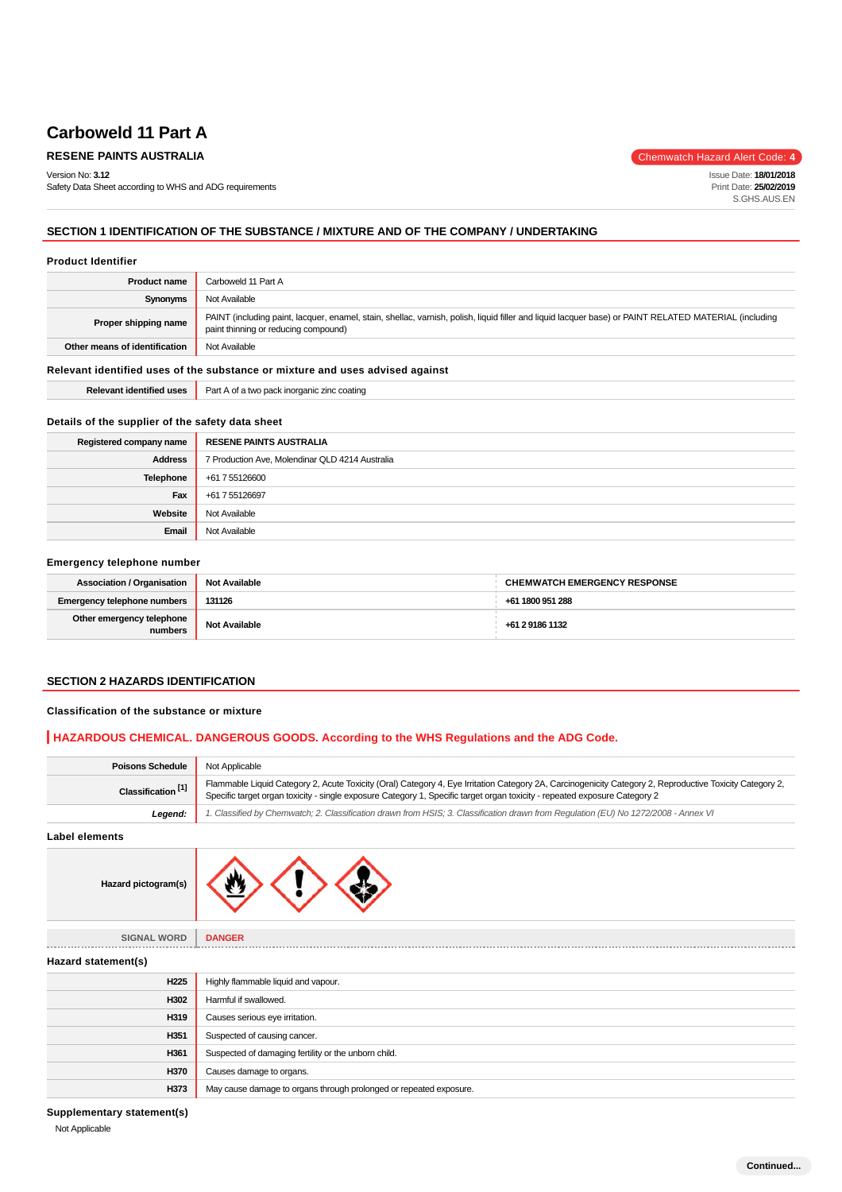# Carboweld 11 Part A

**RESENE PAINTS AUSTRALIA**

Chemwatch Hazard Alert Code: **4**

Version No: **3.12**
Safety Data Sheet according to WHS and ADG requirements

Issue Date: **18/01/2018**
Print Date: **25/02/2019**
S.GHS.AUS.EN

## SECTION 1 IDENTIFICATION OF THE SUBSTANCE / MIXTURE AND OF THE COMPANY / UNDERTAKING

### Product Identifier

| | |
|---|---|
| **Product name** | Carboweld 11 Part A |
| **Synonyms** | Not Available |
| **Proper shipping name** | PAINT (including paint, lacquer, enamel, stain, shellac, varnish, polish, liquid filler and liquid lacquer base) or PAINT RELATED MATERIAL (including paint thinning or reducing compound) |
| **Other means of identification** | Not Available |

### Relevant identified uses of the substance or mixture and uses advised against

| | |
|---|---|
| **Relevant identified uses** | Part A of a two pack inorganic zinc coating |

### Details of the supplier of the safety data sheet

| | |
|---|---|
| **Registered company name** | RESENE PAINTS AUSTRALIA |
| **Address** | 7 Production Ave, Molendinar QLD 4214 Australia |
| **Telephone** | +61 7 55126600 |
| **Fax** | +61 7 55126697 |
| **Website** | Not Available |
| **Email** | Not Available |

### Emergency telephone number

| | | |
|---|---|---|
| **Association / Organisation** | **Not Available** | **CHEMWATCH EMERGENCY RESPONSE** |
| **Emergency telephone numbers** | **131126** | **+61 1800 951 288** |
| **Other emergency telephone numbers** | **Not Available** | **+61 2 9186 1132** |

## SECTION 2 HAZARDS IDENTIFICATION

### Classification of the substance or mixture

**HAZARDOUS CHEMICAL. DANGEROUS GOODS. According to the WHS Regulations and the ADG Code.**

| | |
|---|---|
| **Poisons Schedule** | Not Applicable |
| **Classification [1]** | Flammable Liquid Category 2, Acute Toxicity (Oral) Category 4, Eye Irritation Category 2A, Carcinogenicity Category 2, Reproductive Toxicity Category 2, Specific target organ toxicity - single exposure Category 1, Specific target organ toxicity - repeated exposure Category 2 |
| ***Legend:*** | *1. Classified by Chemwatch; 2. Classification drawn from HSIS; 3. Classification drawn from Regulation (EU) No 1272/2008 - Annex VI* |

### Label elements

| | |
|---|---|
| **Hazard pictogram(s)** | |
| SIGNAL WORD | **DANGER** |

### Hazard statement(s)

| | |
|---|---|
| **H225** | Highly flammable liquid and vapour. |
| **H302** | Harmful if swallowed. |
| **H319** | Causes serious eye irritation. |
| **H351** | Suspected of causing cancer. |
| **H361** | Suspected of damaging fertility or the unborn child. |
| **H370** | Causes damage to organs. |
| **H373** | May cause damage to organs through prolonged or repeated exposure. |

### Supplementary statement(s)

Not Applicable

**Continued...**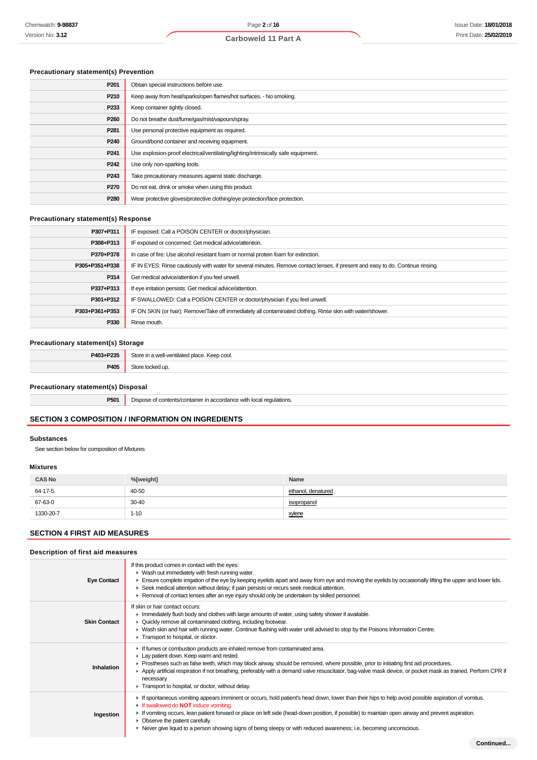### Precautionary statement(s) Prevention

| | |
|---|---|
| P201 | Obtain special instructions before use. |
| P210 | Keep away from heat/sparks/open flames/hot surfaces. - No smoking. |
| P233 | Keep container tightly closed. |
| P260 | Do not breathe dust/fume/gas/mist/vapours/spray. |
| P281 | Use personal protective equipment as required. |
| P240 | Ground/bond container and receiving equipment. |
| P241 | Use explosion-proof electrical/ventilating/lighting/intrinsically safe equipment. |
| P242 | Use only non-sparking tools. |
| P243 | Take precautionary measures against static discharge. |
| P270 | Do not eat, drink or smoke when using this product. |
| P280 | Wear protective gloves/protective clothing/eye protection/face protection. |

### Precautionary statement(s) Response

| | |
|---|---|
| P307+P311 | IF exposed: Call a POISON CENTER or doctor/physician. |
| P308+P313 | IF exposed or concerned: Get medical advice/attention. |
| P370+P378 | In case of fire: Use alcohol resistant foam or normal protein foam for extinction. |
| P305+P351+P338 | IF IN EYES: Rinse cautiously with water for several minutes. Remove contact lenses, if present and easy to do. Continue rinsing. |
| P314 | Get medical advice/attention if you feel unwell. |
| P337+P313 | If eye irritation persists: Get medical advice/attention. |
| P301+P312 | IF SWALLOWED: Call a POISON CENTER or doctor/physician if you feel unwell. |
| P303+P361+P353 | IF ON SKIN (or hair): Remove/Take off immediately all contaminated clothing. Rinse skin with water/shower. |
| P330 | Rinse mouth. |

### Precautionary statement(s) Storage

| | |
|---|---|
| P403+P235 | Store in a well-ventilated place. Keep cool. |
| P405 | Store locked up. |

### Precautionary statement(s) Disposal

| | |
|---|---|
| P501 | Dispose of contents/container in accordance with local regulations. |

## SECTION 3 COMPOSITION / INFORMATION ON INGREDIENTS

### Substances

See section below for composition of Mixtures

### Mixtures

| CAS No | %[weight] | Name |
|---|---|---|
| 64-17-5. | 40-50 | ethanol, denatured |
| 67-63-0 | 30-40 | isopropanol |
| 1330-20-7 | 1-10 | xylene |

## SECTION 4 FIRST AID MEASURES

### Description of first aid measures

| | |
|---|---|
| **Eye Contact** | If this product comes in contact with the eyes:<br>▸ Wash out immediately with fresh running water.<br>▸ Ensure complete irrigation of the eye by keeping eyelids apart and away from eye and moving the eyelids by occasionally lifting the upper and lower lids.<br>▸ Seek medical attention without delay; if pain persists or recurs seek medical attention.<br>▸ Removal of contact lenses after an eye injury should only be undertaken by skilled personnel. |
| **Skin Contact** | If skin or hair contact occurs:<br>▸ Immediately flush body and clothes with large amounts of water, using safety shower if available.<br>▸ Quickly remove all contaminated clothing, including footwear.<br>▸ Wash skin and hair with running water. Continue flushing with water until advised to stop by the Poisons Information Centre.<br>▸ Transport to hospital, or doctor. |
| **Inhalation** | ▸ If fumes or combustion products are inhaled remove from contaminated area.<br>▸ Lay patient down. Keep warm and rested.<br>▸ Prostheses such as false teeth, which may block airway, should be removed, where possible, prior to initiating first aid procedures.<br>▸ Apply artificial respiration if not breathing, preferably with a demand valve resuscitator, bag-valve mask device, or pocket mask as trained. Perform CPR if necessary.<br>▸ Transport to hospital, or doctor, without delay. |
| **Ingestion** | ▸ If spontaneous vomiting appears imminent or occurs, hold patient's head down, lower than their hips to help avoid possible aspiration of vomitus.<br>▸ If swallowed do **NOT** induce vomiting.<br>▸ If vomiting occurs, lean patient forward or place on left side (head-down position, if possible) to maintain open airway and prevent aspiration.<br>▸ Observe the patient carefully.<br>▸ Never give liquid to a person showing signs of being sleepy or with reduced awareness; i.e. becoming unconscious. |

Continued...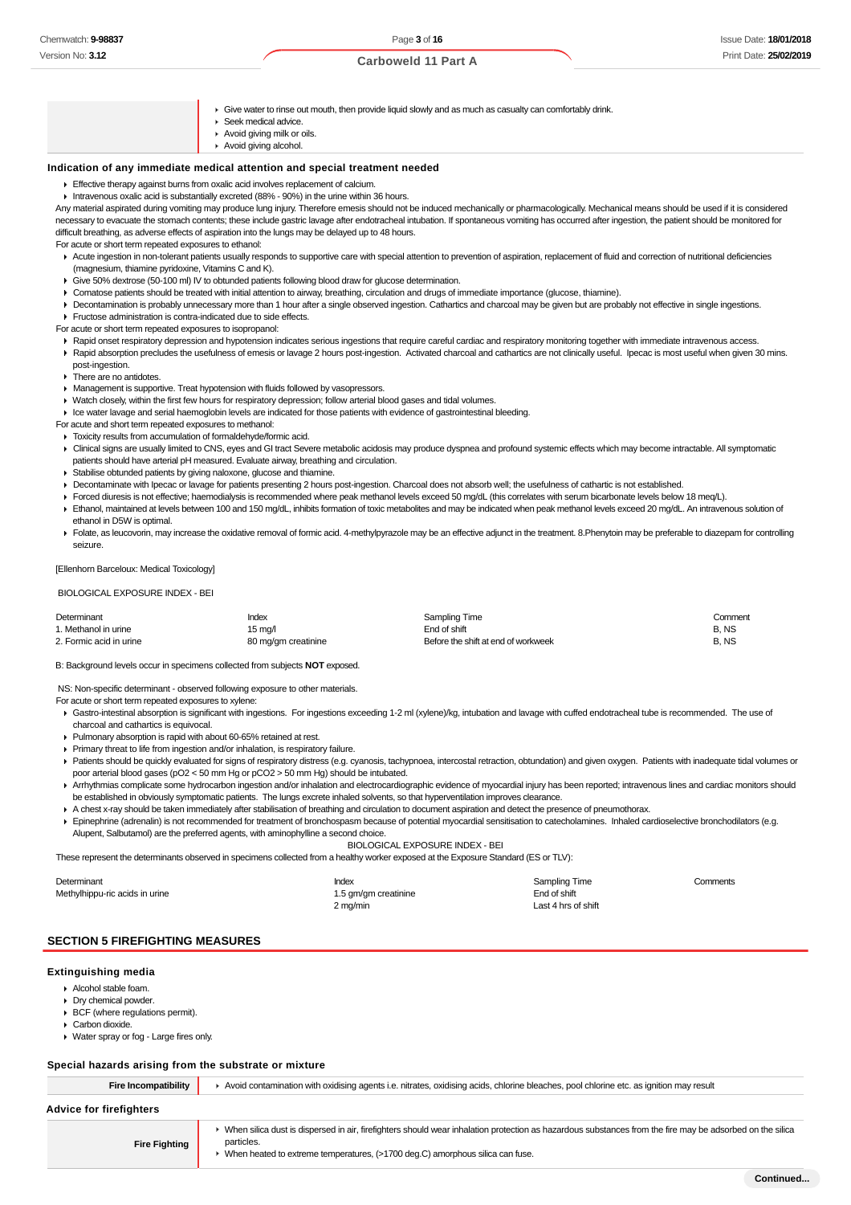| | |
|---|---|
| | ▸ Give water to rinse out mouth, then provide liquid slowly and as much as casualty can comfortably drink.<br>▸ Seek medical advice.<br>▸ Avoid giving milk or oils.<br>▸ Avoid giving alcohol. |

### Indication of any immediate medical attention and special treatment needed

- Effective therapy against burns from oxalic acid involves replacement of calcium.
- Intravenous oxalic acid is substantially excreted (88% - 90%) in the urine within 36 hours.

Any material aspirated during vomiting may produce lung injury. Therefore emesis should not be induced mechanically or pharmacologically. Mechanical means should be used if it is considered necessary to evacuate the stomach contents; these include gastric lavage after endotracheal intubation. If spontaneous vomiting has occurred after ingestion, the patient should be monitored for difficult breathing, as adverse effects of aspiration into the lungs may be delayed up to 48 hours.

For acute or short term repeated exposures to ethanol:

- Acute ingestion in non-tolerant patients usually responds to supportive care with special attention to prevention of aspiration, replacement of fluid and correction of nutritional deficiencies (magnesium, thiamine pyridoxine, Vitamins C and K).
- Give 50% dextrose (50-100 ml) IV to obtunded patients following blood draw for glucose determination.
- Comatose patients should be treated with initial attention to airway, breathing, circulation and drugs of immediate importance (glucose, thiamine).
- Decontamination is probably unnecessary more than 1 hour after a single observed ingestion. Cathartics and charcoal may be given but are probably not effective in single ingestions.
- Fructose administration is contra-indicated due to side effects.

For acute or short term repeated exposures to isopropanol:

- Rapid onset respiratory depression and hypotension indicates serious ingestions that require careful cardiac and respiratory monitoring together with immediate intravenous access.
- Rapid absorption precludes the usefulness of emesis or lavage 2 hours post-ingestion. Activated charcoal and cathartics are not clinically useful. Ipecac is most useful when given 30 mins. post-ingestion.
- There are no antidotes.
- Management is supportive. Treat hypotension with fluids followed by vasopressors.
- Watch closely, within the first few hours for respiratory depression; follow arterial blood gases and tidal volumes.
- Ice water lavage and serial haemoglobin levels are indicated for those patients with evidence of gastrointestinal bleeding.

For acute and short term repeated exposures to methanol:

- Toxicity results from accumulation of formaldehyde/formic acid.
- Clinical signs are usually limited to CNS, eyes and GI tract Severe metabolic acidosis may produce dyspnea and profound systemic effects which may become intractable. All symptomatic patients should have arterial pH measured. Evaluate airway, breathing and circulation.
- Stabilise obtunded patients by giving naloxone, glucose and thiamine.
- Decontaminate with Ipecac or lavage for patients presenting 2 hours post-ingestion. Charcoal does not absorb well; the usefulness of cathartic is not established.
- Forced diuresis is not effective; haemodialysis is recommended where peak methanol levels exceed 50 mg/dL (this correlates with serum bicarbonate levels below 18 meq/L).
- Ethanol, maintained at levels between 100 and 150 mg/dL, inhibits formation of toxic metabolites and may be indicated when peak methanol levels exceed 20 mg/dL. An intravenous solution of ethanol in D5W is optimal.
- Folate, as leucovorin, may increase the oxidative removal of formic acid. 4-methylpyrazole may be an effective adjunct in the treatment. 8.Phenytoin may be preferable to diazepam for controlling seizure.

[Ellenhorn Barceloux: Medical Toxicology]

BIOLOGICAL EXPOSURE INDEX - BEI

| Determinant | Index | Sampling Time | Comment |
|---|---|---|---|
| 1. Methanol in urine | 15 mg/l | End of shift | B, NS |
| 2. Formic acid in urine | 80 mg/gm creatinine | Before the shift at end of workweek | B, NS |

B: Background levels occur in specimens collected from subjects **NOT** exposed.

NS: Non-specific determinant - observed following exposure to other materials.

For acute or short term repeated exposures to xylene:

- Gastro-intestinal absorption is significant with ingestions. For ingestions exceeding 1-2 ml (xylene)/kg, intubation and lavage with cuffed endotracheal tube is recommended. The use of charcoal and cathartics is equivocal.
- Pulmonary absorption is rapid with about 60-65% retained at rest.
- Primary threat to life from ingestion and/or inhalation, is respiratory failure.
- Patients should be quickly evaluated for signs of respiratory distress (e.g. cyanosis, tachypnoea, intercostal retraction, obtundation) and given oxygen. Patients with inadequate tidal volumes or poor arterial blood gases ($pO_2$ < 50 mm Hg or $pCO_2$ > 50 mm Hg) should be intubated.
- Arrhythmias complicate some hydrocarbon ingestion and/or inhalation and electrocardiographic evidence of myocardial injury has been reported; intravenous lines and cardiac monitors should be established in obviously symptomatic patients. The lungs excrete inhaled solvents, so that hyperventilation improves clearance.
- A chest x-ray should be taken immediately after stabilisation of breathing and circulation to document aspiration and detect the presence of pneumothorax.
- Epinephrine (adrenalin) is not recommended for treatment of bronchospasm because of potential myocardial sensitisation to catecholamines. Inhaled cardioselective bronchodilators (e.g. Alupent, Salbutamol) are the preferred agents, with aminophylline a second choice.

BIOLOGICAL EXPOSURE INDEX - BEI

These represent the determinants observed in specimens collected from a healthy worker exposed at the Exposure Standard (ES or TLV):

| Determinant | Index | Sampling Time | Comments |
|---|---|---|---|
| Methylhippu-ric acids in urine | 1.5 gm/gm creatinine | End of shift | |
| | 2 mg/min | Last 4 hrs of shift | |

## SECTION 5 FIREFIGHTING MEASURES

### Extinguishing media

- Alcohol stable foam.
- Dry chemical powder.
- BCF (where regulations permit).
- Carbon dioxide.
- Water spray or fog - Large fires only.

### Special hazards arising from the substrate or mixture

| | |
|---|---|
| **Fire Incompatibility** | ▸ Avoid contamination with oxidising agents i.e. nitrates, oxidising acids, chlorine bleaches, pool chlorine etc. as ignition may result |

### Advice for firefighters

| | |
|---|---|
| **Fire Fighting** | ▸ When silica dust is dispersed in air, firefighters should wear inhalation protection as hazardous substances from the fire may be adsorbed on the silica particles.<br>▸ When heated to extreme temperatures, (>1700 deg.C) amorphous silica can fuse. |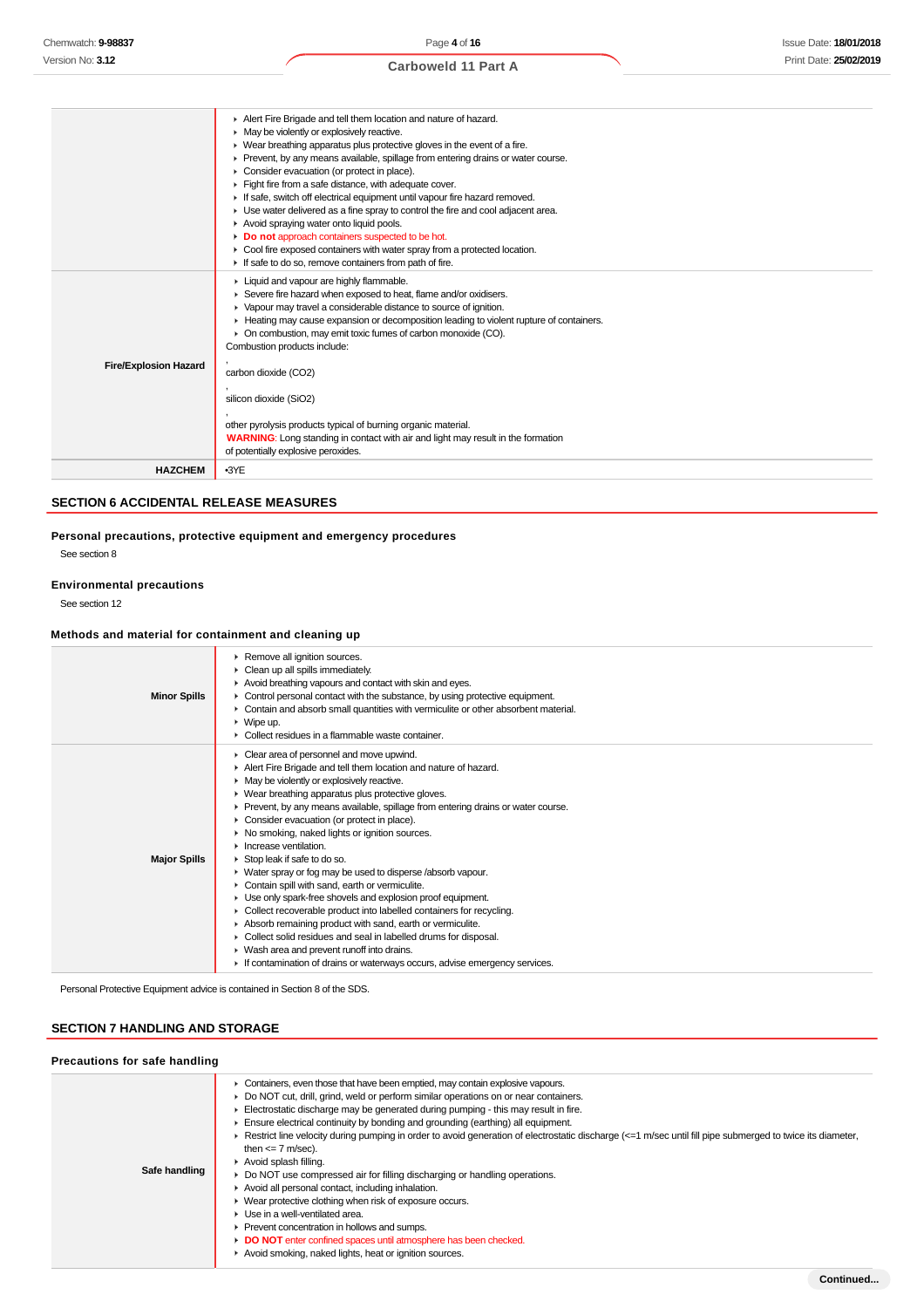| | |
|---|---|
| | ▸ Alert Fire Brigade and tell them location and nature of hazard.<br>▸ May be violently or explosively reactive.<br>▸ Wear breathing apparatus plus protective gloves in the event of a fire.<br>▸ Prevent, by any means available, spillage from entering drains or water course.<br>▸ Consider evacuation (or protect in place).<br>▸ Fight fire from a safe distance, with adequate cover.<br>▸ If safe, switch off electrical equipment until vapour fire hazard removed.<br>▸ Use water delivered as a fine spray to control the fire and cool adjacent area.<br>▸ Avoid spraying water onto liquid pools.<br>▸ **Do not** approach containers suspected to be hot.<br>▸ Cool fire exposed containers with water spray from a protected location.<br>▸ If safe to do so, remove containers from path of fire. |
| **Fire/Explosion Hazard** | ▸ Liquid and vapour are highly flammable.<br>▸ Severe fire hazard when exposed to heat, flame and/or oxidisers.<br>▸ Vapour may travel a considerable distance to source of ignition.<br>▸ Heating may cause expansion or decomposition leading to violent rupture of containers.<br>▸ On combustion, may emit toxic fumes of carbon monoxide (CO).<br>Combustion products include:<br>,<br>carbon dioxide ($CO_2$)<br>,<br>silicon dioxide ($SiO_2$)<br>,<br>other pyrolysis products typical of burning organic material.<br>**WARNING**: Long standing in contact with air and light may result in the formation of potentially explosive peroxides. |
| **HAZCHEM** | •3YE |

## SECTION 6 ACCIDENTAL RELEASE MEASURES

### Personal precautions, protective equipment and emergency procedures

See section 8

### Environmental precautions

See section 12

### Methods and material for containment and cleaning up

| | |
|---|---|
| **Minor Spills** | ▸ Remove all ignition sources.<br>▸ Clean up all spills immediately.<br>▸ Avoid breathing vapours and contact with skin and eyes.<br>▸ Control personal contact with the substance, by using protective equipment.<br>▸ Contain and absorb small quantities with vermiculite or other absorbent material.<br>▸ Wipe up.<br>▸ Collect residues in a flammable waste container. |
| **Major Spills** | ▸ Clear area of personnel and move upwind.<br>▸ Alert Fire Brigade and tell them location and nature of hazard.<br>▸ May be violently or explosively reactive.<br>▸ Wear breathing apparatus plus protective gloves.<br>▸ Prevent, by any means available, spillage from entering drains or water course.<br>▸ Consider evacuation (or protect in place).<br>▸ No smoking, naked lights or ignition sources.<br>▸ Increase ventilation.<br>▸ Stop leak if safe to do so.<br>▸ Water spray or fog may be used to disperse /absorb vapour.<br>▸ Contain spill with sand, earth or vermiculite.<br>▸ Use only spark-free shovels and explosion proof equipment.<br>▸ Collect recoverable product into labelled containers for recycling.<br>▸ Absorb remaining product with sand, earth or vermiculite.<br>▸ Collect solid residues and seal in labelled drums for disposal.<br>▸ Wash area and prevent runoff into drains.<br>▸ If contamination of drains or waterways occurs, advise emergency services. |

Personal Protective Equipment advice is contained in Section 8 of the SDS.

## SECTION 7 HANDLING AND STORAGE

### Precautions for safe handling

| | |
|---|---|
| **Safe handling** | ▸ Containers, even those that have been emptied, may contain explosive vapours.<br>▸ Do NOT cut, drill, grind, weld or perform similar operations on or near containers.<br>▸ Electrostatic discharge may be generated during pumping - this may result in fire.<br>▸ Ensure electrical continuity by bonding and grounding (earthing) all equipment.<br>▸ Restrict line velocity during pumping in order to avoid generation of electrostatic discharge (<=1 m/sec until fill pipe submerged to twice its diameter, then <= 7 m/sec).<br>▸ Avoid splash filling.<br>▸ Do NOT use compressed air for filling discharging or handling operations.<br>▸ Avoid all personal contact, including inhalation.<br>▸ Wear protective clothing when risk of exposure occurs.<br>▸ Use in a well-ventilated area.<br>▸ Prevent concentration in hollows and sumps.<br>▸ **DO NOT** enter confined spaces until atmosphere has been checked.<br>▸ Avoid smoking, naked lights, heat or ignition sources. |

Continued...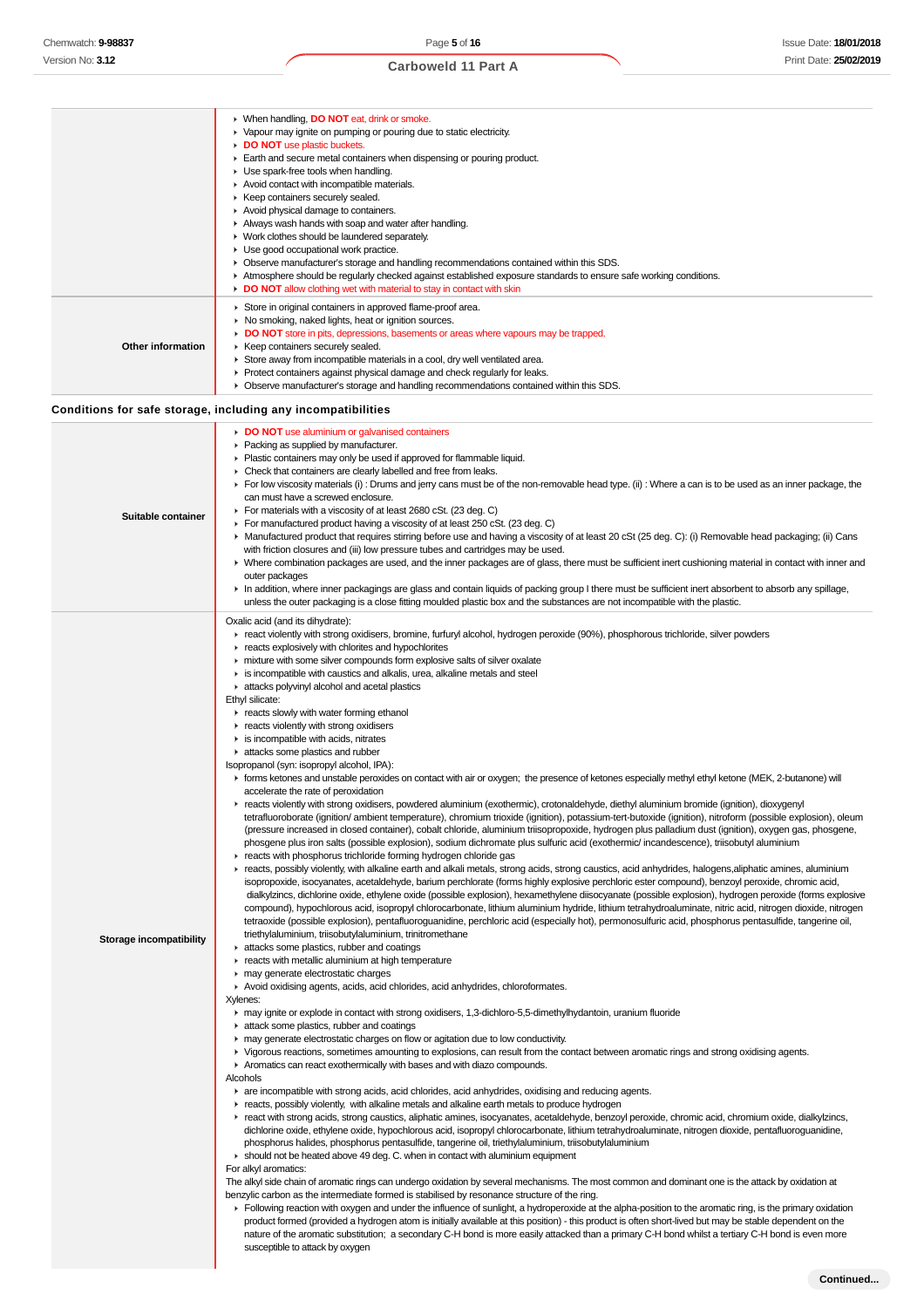| | |
|---|---|
| | ▸ When handling, **DO NOT** eat, drink or smoke.<br>▸ Vapour may ignite on pumping or pouring due to static electricity.<br>▸ **DO NOT** use plastic buckets.<br>▸ Earth and secure metal containers when dispensing or pouring product.<br>▸ Use spark-free tools when handling.<br>▸ Avoid contact with incompatible materials.<br>▸ Keep containers securely sealed.<br>▸ Avoid physical damage to containers.<br>▸ Always wash hands with soap and water after handling.<br>▸ Work clothes should be laundered separately.<br>▸ Use good occupational work practice.<br>▸ Observe manufacturer's storage and handling recommendations contained within this SDS.<br>▸ Atmosphere should be regularly checked against established exposure standards to ensure safe working conditions.<br>▸ **DO NOT** allow clothing wet with material to stay in contact with skin |
| **Other information** | ▸ Store in original containers in approved flame-proof area.<br>▸ No smoking, naked lights, heat or ignition sources.<br>▸ **DO NOT** store in pits, depressions, basements or areas where vapours may be trapped.<br>▸ Keep containers securely sealed.<br>▸ Store away from incompatible materials in a cool, dry well ventilated area.<br>▸ Protect containers against physical damage and check regularly for leaks.<br>▸ Observe manufacturer's storage and handling recommendations contained within this SDS. |

## Conditions for safe storage, including any incompatibilities

| | |
|---|---|
| **Suitable container** | ▸ **DO NOT** use aluminium or galvanised containers<br>▸ Packing as supplied by manufacturer.<br>▸ Plastic containers may only be used if approved for flammable liquid.<br>▸ Check that containers are clearly labelled and free from leaks.<br>▸ For low viscosity materials (i) : Drums and jerry cans must be of the non-removable head type. (ii) : Where a can is to be used as an inner package, the can must have a screwed enclosure.<br>▸ For materials with a viscosity of at least 2680 cSt. (23 deg. C)<br>▸ For manufactured product having a viscosity of at least 250 cSt. (23 deg. C)<br>▸ Manufactured product that requires stirring before use and having a viscosity of at least 20 cSt (25 deg. C): (i) Removable head packaging; (ii) Cans with friction closures and (iii) low pressure tubes and cartridges may be used.<br>▸ Where combination packages are used, and the inner packages are of glass, there must be sufficient inert cushioning material in contact with inner and outer packages<br>▸ In addition, where inner packagings are glass and contain liquids of packing group I there must be sufficient inert absorbent to absorb any spillage, unless the outer packaging is a close fitting moulded plastic box and the substances are not incompatible with the plastic. |
| **Storage incompatibility** | Oxalic acid (and its dihydrate):<br>▸ react violently with strong oxidisers, bromine, furfuryl alcohol, hydrogen peroxide (90%), phosphorous trichloride, silver powders<br>▸ reacts explosively with chlorites and hypochlorites<br>▸ mixture with some silver compounds form explosive salts of silver oxalate<br>▸ is incompatible with caustics and alkalis, urea, alkaline metals and steel<br>▸ attacks polyvinyl alcohol and acetal plastics<br>Ethyl silicate:<br>▸ reacts slowly with water forming ethanol<br>▸ reacts violently with strong oxidisers<br>▸ is incompatible with acids, nitrates<br>▸ attacks some plastics and rubber<br>Isopropanol (syn: isopropyl alcohol, IPA):<br>▸ forms ketones and unstable peroxides on contact with air or oxygen; the presence of ketones especially methyl ethyl ketone (MEK, 2-butanone) will accelerate the rate of peroxidation<br>▸ reacts violently with strong oxidisers, powdered aluminium (exothermic), crotonaldehyde, diethyl aluminium bromide (ignition), dioxygenyl tetrafluoroborate (ignition/ ambient temperature), chromium trioxide (ignition), potassium-tert-butoxide (ignition), nitroform (possible explosion), oleum (pressure increased in closed container), cobalt chloride, aluminium triisopropoxide, hydrogen plus palladium dust (ignition), oxygen gas, phosgene, phosgene plus iron salts (possible explosion), sodium dichromate plus sulfuric acid (exothermic/ incandescence), triisobutyl aluminium<br>▸ reacts with phosphorus trichloride forming hydrogen chloride gas<br>▸ reacts, possibly violently, with alkaline earth and alkali metals, strong acids, strong caustics, acid anhydrides, halogens,aliphatic amines, aluminium isopropoxide, isocyanates, acetaldehyde, barium perchlorate (forms highly explosive perchloric ester compound), benzoyl peroxide, chromic acid, dialkylzincs, dichlorine oxide, ethylene oxide (possible explosion), hexamethylene diisocyanate (possible explosion), hydrogen peroxide (forms explosive compound), hypochlorous acid, isopropyl chlorocarbonate, lithium aluminium hydride, lithium tetrahydroaluminate, nitric acid, nitrogen dioxide, nitrogen tetraoxide (possible explosion), pentafluoroguanidine, perchloric acid (especially hot), permonosulfuric acid, phosphorus pentasulfide, tangerine oil, triethylaluminium, triisobutylaluminium, trinitromethane<br>▸ attacks some plastics, rubber and coatings<br>▸ reacts with metallic aluminium at high temperature<br>▸ may generate electrostatic charges<br>▸ Avoid oxidising agents, acids, acid chlorides, acid anhydrides, chloroformates.<br>Xylenes:<br>▸ may ignite or explode in contact with strong oxidisers, 1,3-dichloro-5,5-dimethylhydantoin, uranium fluoride<br>▸ attack some plastics, rubber and coatings<br>▸ may generate electrostatic charges on flow or agitation due to low conductivity.<br>▸ Vigorous reactions, sometimes amounting to explosions, can result from the contact between aromatic rings and strong oxidising agents.<br>▸ Aromatics can react exothermically with bases and with diazo compounds.<br>Alcohols<br>▸ are incompatible with strong acids, acid chlorides, acid anhydrides, oxidising and reducing agents.<br>▸ reacts, possibly violently, with alkaline metals and alkaline earth metals to produce hydrogen<br>▸ react with strong acids, strong caustics, aliphatic amines, isocyanates, acetaldehyde, benzoyl peroxide, chromic acid, chromium oxide, dialkylzincs, dichlorine oxide, ethylene oxide, hypochlorous acid, isopropyl chlorocarbonate, lithium tetrahydroaluminate, nitrogen dioxide, pentafluoroguanidine, phosphorus halides, phosphorus pentasulfide, tangerine oil, triethylaluminium, triisobutylaluminium<br>▸ should not be heated above 49 deg. C. when in contact with aluminium equipment<br>For alkyl aromatics:<br>The alkyl side chain of aromatic rings can undergo oxidation by several mechanisms. The most common and dominant one is the attack by oxidation at benzylic carbon as the intermediate formed is stabilised by resonance structure of the ring.<br>▸ Following reaction with oxygen and under the influence of sunlight, a hydroperoxide at the alpha-position to the aromatic ring, is the primary oxidation product formed (provided a hydrogen atom is initially available at this position) - this product is often short-lived but may be stable dependent on the nature of the aromatic substitution; a secondary C-H bond is more easily attacked than a primary C-H bond whilst a tertiary C-H bond is even more susceptible to attack by oxygen |

Continued...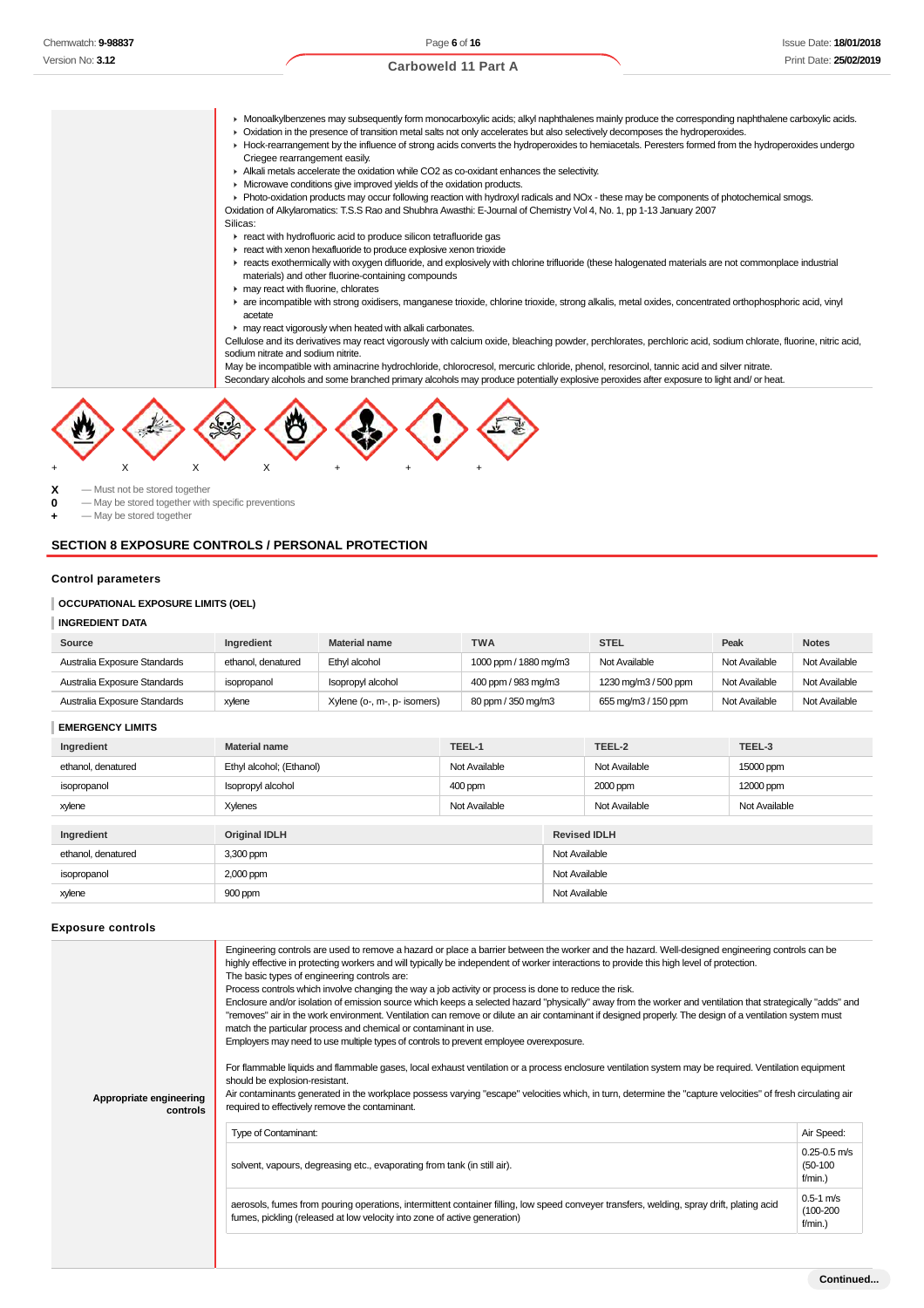- Monoalkylbenzenes may subsequently form monocarboxylic acids; alkyl naphthalenes mainly produce the corresponding naphthalene carboxylic acids.
- Oxidation in the presence of transition metal salts not only accelerates but also selectively decomposes the hydroperoxides.
- Hock-rearrangement by the influence of strong acids converts the hydroperoxides to hemiacetals. Peresters formed from the hydroperoxides undergo Criegee rearrangement easily.
- Alkali metals accelerate the oxidation while CO2 as co-oxidant enhances the selectivity.
- Microwave conditions give improved yields of the oxidation products.
- Photo-oxidation products may occur following reaction with hydroxyl radicals and NOx - these may be components of photochemical smogs.

Oxidation of Alkylaromatics: T.S.S Rao and Shubhra Awasthi: E-Journal of Chemistry Vol 4, No. 1, pp 1-13 January 2007

Silicas:

- react with hydrofluoric acid to produce silicon tetrafluoride gas
- react with xenon hexafluoride to produce explosive xenon trioxide
- reacts exothermically with oxygen difluoride, and explosively with chlorine trifluoride (these halogenated materials are not commonplace industrial materials) and other fluorine-containing compounds
- may react with fluorine, chlorates
- are incompatible with strong oxidisers, manganese trioxide, chlorine trioxide, strong alkalis, metal oxides, concentrated orthophosphoric acid, vinyl acetate
- may react vigorously when heated with alkali carbonates.

Cellulose and its derivatives may react vigorously with calcium oxide, bleaching powder, perchlorates, perchloric acid, sodium chlorate, fluorine, nitric acid, sodium nitrate and sodium nitrite.

May be incompatible with aminacrine hydrochloride, chlorocresol, mercuric chloride, phenol, resorcinol, tannic acid and silver nitrate.

Secondary alcohols and some branched primary alcohols may produce potentially explosive peroxides after exposure to light and/ or heat.

| + | X | X | X | + | + | + |
|---|---|---|---|---|---|---|

**X** — Must not be stored together
**0** — May be stored together with specific preventions
**+** — May be stored together

## SECTION 8 EXPOSURE CONTROLS / PERSONAL PROTECTION

### Control parameters

#### OCCUPATIONAL EXPOSURE LIMITS (OEL)

#### INGREDIENT DATA

| Source | Ingredient | Material name | TWA | STEL | Peak | Notes |
|---|---|---|---|---|---|---|
| Australia Exposure Standards | ethanol, denatured | Ethyl alcohol | 1000 ppm / 1880 mg/m3 | Not Available | Not Available | Not Available |
| Australia Exposure Standards | isopropanol | Isopropyl alcohol | 400 ppm / 983 mg/m3 | 1230 mg/m3 / 500 ppm | Not Available | Not Available |
| Australia Exposure Standards | xylene | Xylene (o-, m-, p- isomers) | 80 ppm / 350 mg/m3 | 655 mg/m3 / 150 ppm | Not Available | Not Available |

#### EMERGENCY LIMITS

| Ingredient | Material name | TEEL-1 | TEEL-2 | TEEL-3 |
|---|---|---|---|---|
| ethanol, denatured | Ethyl alcohol; (Ethanol) | Not Available | Not Available | 15000 ppm |
| isopropanol | Isopropyl alcohol | 400 ppm | 2000 ppm | 12000 ppm |
| xylene | Xylenes | Not Available | Not Available | Not Available |

| Ingredient | Original IDLH | Revised IDLH |
|---|---|---|
| ethanol, denatured | 3,300 ppm | Not Available |
| isopropanol | 2,000 ppm | Not Available |
| xylene | 900 ppm | Not Available |

### Exposure controls

**Appropriate engineering controls**

Engineering controls are used to remove a hazard or place a barrier between the worker and the hazard. Well-designed engineering controls can be highly effective in protecting workers and will typically be independent of worker interactions to provide this high level of protection.
The basic types of engineering controls are:
Process controls which involve changing the way a job activity or process is done to reduce the risk.
Enclosure and/or isolation of emission source which keeps a selected hazard "physically" away from the worker and ventilation that strategically "adds" and "removes" air in the work environment. Ventilation can remove or dilute an air contaminant if designed properly. The design of a ventilation system must match the particular process and chemical or contaminant in use.
Employers may need to use multiple types of controls to prevent employee overexposure.

For flammable liquids and flammable gases, local exhaust ventilation or a process enclosure ventilation system may be required. Ventilation equipment should be explosion-resistant.
Air contaminants generated in the workplace possess varying "escape" velocities which, in turn, determine the "capture velocities" of fresh circulating air required to effectively remove the contaminant.

| Type of Contaminant: | Air Speed: |
|---|---|
| solvent, vapours, degreasing etc., evaporating from tank (in still air). | 0.25-0.5 m/s (50-100 f/min.) |
| aerosols, fumes from pouring operations, intermittent container filling, low speed conveyer transfers, welding, spray drift, plating acid fumes, pickling (released at low velocity into zone of active generation) | 0.5-1 m/s (100-200 f/min.) |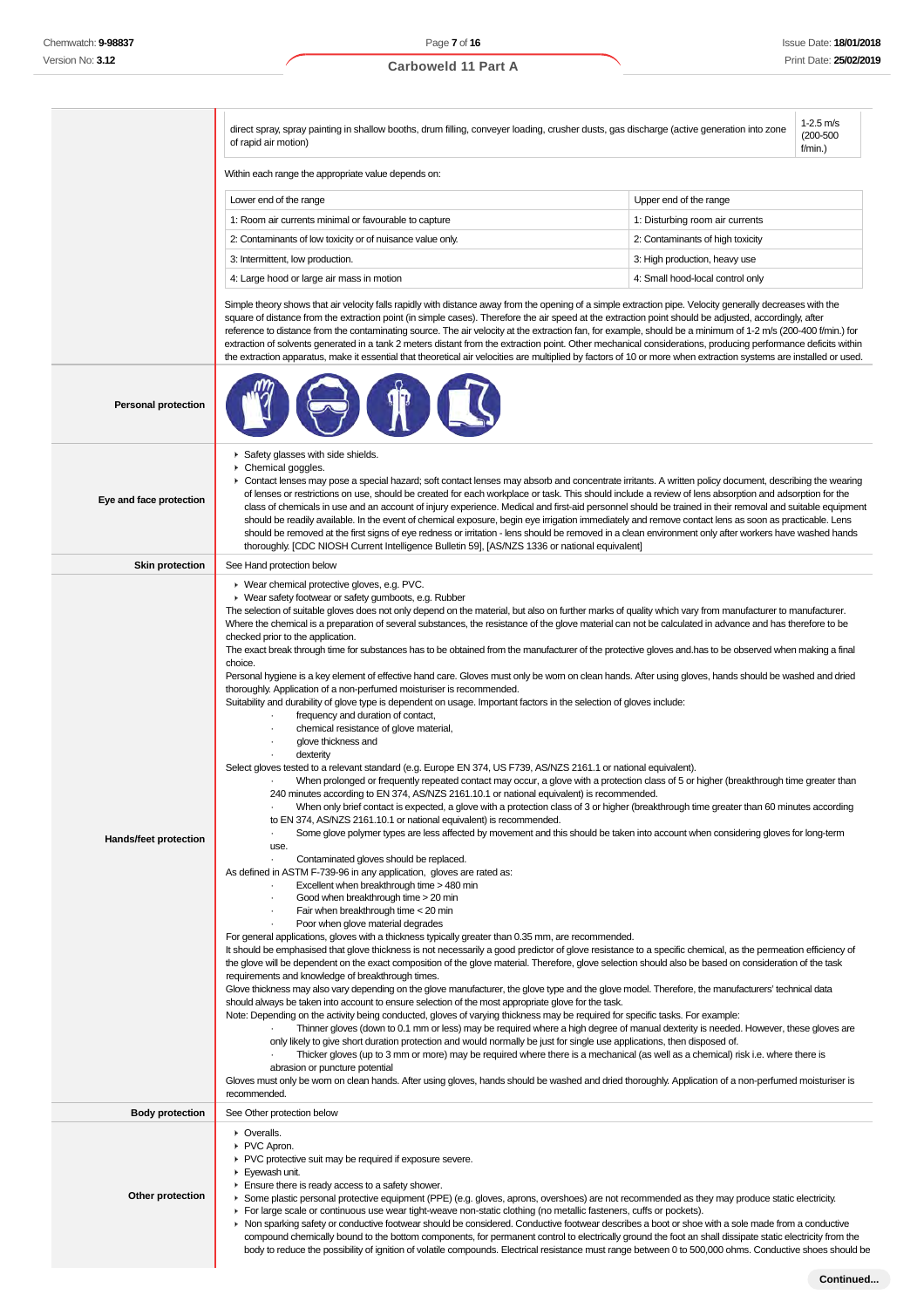| | |
|---|---|
| direct spray, spray painting in shallow booths, drum filling, conveyer loading, crusher dusts, gas discharge (active generation into zone of rapid air motion) | 1-2.5 m/s (200-500 f/min.) |

Within each range the appropriate value depends on:

| Lower end of the range | Upper end of the range |
|---|---|
| 1: Room air currents minimal or favourable to capture | 1: Disturbing room air currents |
| 2: Contaminants of low toxicity or of nuisance value only. | 2: Contaminants of high toxicity |
| 3: Intermittent, low production. | 3: High production, heavy use |
| 4: Large hood or large air mass in motion | 4: Small hood-local control only |

Simple theory shows that air velocity falls rapidly with distance away from the opening of a simple extraction pipe. Velocity generally decreases with the square of distance from the extraction point (in simple cases). Therefore the air speed at the extraction point should be adjusted, accordingly, after reference to distance from the contaminating source. The air velocity at the extraction fan, for example, should be a minimum of 1-2 m/s (200-400 f/min.) for extraction of solvents generated in a tank 2 meters distant from the extraction point. Other mechanical considerations, producing performance deficits within the extraction apparatus, make it essential that theoretical air velocities are multiplied by factors of 10 or more when extraction systems are installed or used.

**Personal protection**

**Eye and face protection**

- Safety glasses with side shields.
- Chemical goggles.
- Contact lenses may pose a special hazard; soft contact lenses may absorb and concentrate irritants. A written policy document, describing the wearing of lenses or restrictions on use, should be created for each workplace or task. This should include a review of lens absorption and adsorption for the class of chemicals in use and an account of injury experience. Medical and first-aid personnel should be trained in their removal and suitable equipment should be readily available. In the event of chemical exposure, begin eye irrigation immediately and remove contact lens as soon as practicable. Lens should be removed at the first signs of eye redness or irritation - lens should be removed in a clean environment only after workers have washed hands thoroughly. [CDC NIOSH Current Intelligence Bulletin 59], [AS/NZS 1336 or national equivalent]

**Skin protection**

See Hand protection below

**Hands/feet protection**

- Wear chemical protective gloves, e.g. PVC.
- Wear safety footwear or safety gumboots, e.g. Rubber

The selection of suitable gloves does not only depend on the material, but also on further marks of quality which vary from manufacturer to manufacturer. Where the chemical is a preparation of several substances, the resistance of the glove material can not be calculated in advance and has therefore to be checked prior to the application.

The exact break through time for substances has to be obtained from the manufacturer of the protective gloves and.has to be observed when making a final choice.

Personal hygiene is a key element of effective hand care. Gloves must only be worn on clean hands. After using gloves, hands should be washed and dried thoroughly. Application of a non-perfumed moisturiser is recommended.

Suitability and durability of glove type is dependent on usage. Important factors in the selection of gloves include:

- frequency and duration of contact,
- chemical resistance of glove material,
- glove thickness and
- dexterity

Select gloves tested to a relevant standard (e.g. Europe EN 374, US F739, AS/NZS 2161.1 or national equivalent).

- When prolonged or frequently repeated contact may occur, a glove with a protection class of 5 or higher (breakthrough time greater than 240 minutes according to EN 374, AS/NZS 2161.10.1 or national equivalent) is recommended.
- When only brief contact is expected, a glove with a protection class of 3 or higher (breakthrough time greater than 60 minutes according to EN 374, AS/NZS 2161.10.1 or national equivalent) is recommended.
- Some glove polymer types are less affected by movement and this should be taken into account when considering gloves for long-term use.
- Contaminated gloves should be replaced.

As defined in ASTM F-739-96 in any application, gloves are rated as:

- Excellent when breakthrough time > 480 min
- Good when breakthrough time > 20 min
- Fair when breakthrough time < 20 min
- Poor when glove material degrades

For general applications, gloves with a thickness typically greater than 0.35 mm, are recommended.

It should be emphasised that glove thickness is not necessarily a good predictor of glove resistance to a specific chemical, as the permeation efficiency of the glove will be dependent on the exact composition of the glove material. Therefore, glove selection should also be based on consideration of the task requirements and knowledge of breakthrough times.

Glove thickness may also vary depending on the glove manufacturer, the glove type and the glove model. Therefore, the manufacturers' technical data should always be taken into account to ensure selection of the most appropriate glove for the task.

Note: Depending on the activity being conducted, gloves of varying thickness may be required for specific tasks. For example:

- Thinner gloves (down to 0.1 mm or less) may be required where a high degree of manual dexterity is needed. However, these gloves are only likely to give short duration protection and would normally be just for single use applications, then disposed of.
- Thicker gloves (up to 3 mm or more) may be required where there is a mechanical (as well as a chemical) risk i.e. where there is abrasion or puncture potential

Gloves must only be worn on clean hands. After using gloves, hands should be washed and dried thoroughly. Application of a non-perfumed moisturiser is recommended.

**Body protection**

See Other protection below

**Other protection**

- Overalls.
- PVC Apron.
- PVC protective suit may be required if exposure severe.
- Eyewash unit.
- Ensure there is ready access to a safety shower.
- Some plastic personal protective equipment (PPE) (e.g. gloves, aprons, overshoes) are not recommended as they may produce static electricity.
- For large scale or continuous use wear tight-weave non-static clothing (no metallic fasteners, cuffs or pockets).
- Non sparking safety or conductive footwear should be considered. Conductive footwear describes a boot or shoe with a sole made from a conductive compound chemically bound to the bottom components, for permanent control to electrically ground the foot an shall dissipate static electricity from the body to reduce the possibility of ignition of volatile compounds. Electrical resistance must range between 0 to 500,000 ohms. Conductive shoes should be

Continued...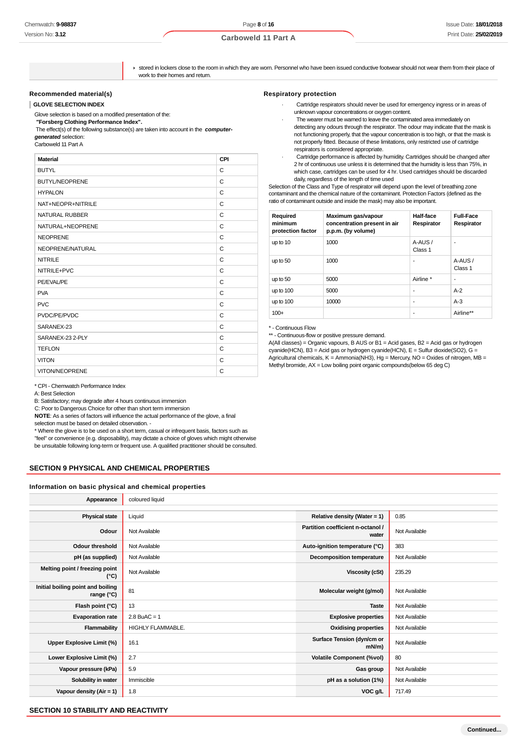- stored in lockers close to the room in which they are worn. Personnel who have been issued conductive footwear should not wear them from their place of work to their homes and return.

### Recommended material(s)

**GLOVE SELECTION INDEX**

Glove selection is based on a modified presentation of the:

**"Forsberg Clothing Performance Index".**

The effect(s) of the following substance(s) are taken into account in the ***computer-generated*** selection:

Carboweld 11 Part A

| Material | CPI |
|---|---|
| BUTYL | C |
| BUTYL/NEOPRENE | C |
| HYPALON | C |
| NAT+NEOPR+NITRILE | C |
| NATURAL RUBBER | C |
| NATURAL+NEOPRENE | C |
| NEOPRENE | C |
| NEOPRENE/NATURAL | C |
| NITRILE | C |
| NITRILE+PVC | C |
| PE/EVAL/PE | C |
| PVA | C |
| PVC | C |
| PVDC/PE/PVDC | C |
| SARANEX-23 | C |
| SARANEX-23 2-PLY | C |
| TEFLON | C |
| VITON | C |
| VITON/NEOPRENE | C |

* CPI - Chemwatch Performance Index

A: Best Selection

B: Satisfactory; may degrade after 4 hours continuous immersion

C: Poor to Dangerous Choice for other than short term immersion

**NOTE**: As a series of factors will influence the actual performance of the glove, a final selection must be based on detailed observation. -

* Where the glove is to be used on a short term, casual or infrequent basis, factors such as "feel" or convenience (e.g. disposability), may dictate a choice of gloves which might otherwise be unsuitable following long-term or frequent use. A qualified practitioner should be consulted.

### Respiratory protection

- Cartridge respirators should never be used for emergency ingress or in areas of unknown vapour concentrations or oxygen content.
- The wearer must be warned to leave the contaminated area immediately on detecting any odours through the respirator. The odour may indicate that the mask is not functioning properly, that the vapour concentration is too high, or that the mask is not properly fitted. Because of these limitations, only restricted use of cartridge respirators is considered appropriate.
- Cartridge performance is affected by humidity. Cartridges should be changed after 2 hr of continuous use unless it is determined that the humidity is less than 75%, in which case, cartridges can be used for 4 hr. Used cartridges should be discarded daily, regardless of the length of time used

Selection of the Class and Type of respirator will depend upon the level of breathing zone contaminant and the chemical nature of the contaminant. Protection Factors (defined as the ratio of contaminant outside and inside the mask) may also be important.

| Required minimum protection factor | Maximum gas/vapour concentration present in air p.p.m. (by volume) | Half-face Respirator | Full-Face Respirator |
|---|---|---|---|
| up to 10 | 1000 | A-AUS / Class 1 | - |
| up to 50 | 1000 | - | A-AUS / Class 1 |
| up to 50 | 5000 | Airline * | - |
| up to 100 | 5000 | - | A-2 |
| up to 100 | 10000 | - | A-3 |
| 100+ | | - | Airline** |

* - Continuous Flow

** - Continuous-flow or positive pressure demand.

A(All classes) = Organic vapours, B AUS or B1 = Acid gases, B2 = Acid gas or hydrogen cyanide(HCN), B3 = Acid gas or hydrogen cyanide(HCN), E = Sulfur dioxide(SO2), G = Agricultural chemicals, K = Ammonia(NH3), Hg = Mercury, NO = Oxides of nitrogen, MB = Methyl bromide, AX = Low boiling point organic compounds(below 65 deg C)

## SECTION 9 PHYSICAL AND CHEMICAL PROPERTIES

### Information on basic physical and chemical properties

| Appearance | coloured liquid | | |
|---|---|---|---|
| **Physical state** | Liquid | **Relative density (Water = 1)** | 0.85 |
| **Odour** | Not Available | **Partition coefficient n-octanol / water** | Not Available |
| **Odour threshold** | Not Available | **Auto-ignition temperature (°C)** | 383 |
| **pH (as supplied)** | Not Available | **Decomposition temperature** | Not Available |
| **Melting point / freezing point (°C)** | Not Available | **Viscosity (cSt)** | 235.29 |
| **Initial boiling point and boiling range (°C)** | 81 | **Molecular weight (g/mol)** | Not Available |
| **Flash point (°C)** | 13 | **Taste** | Not Available |
| **Evaporation rate** | 2.8 BuAC = 1 | **Explosive properties** | Not Available |
| **Flammability** | HIGHLY FLAMMABLE. | **Oxidising properties** | Not Available |
| **Upper Explosive Limit (%)** | 16.1 | **Surface Tension (dyn/cm or mN/m)** | Not Available |
| **Lower Explosive Limit (%)** | 2.7 | **Volatile Component (%vol)** | 80 |
| **Vapour pressure (kPa)** | 5.9 | **Gas group** | Not Available |
| **Solubility in water** | Immiscible | **pH as a solution (1%)** | Not Available |
| **Vapour density (Air = 1)** | 1.8 | **VOC g/L** | 717.49 |

## SECTION 10 STABILITY AND REACTIVITY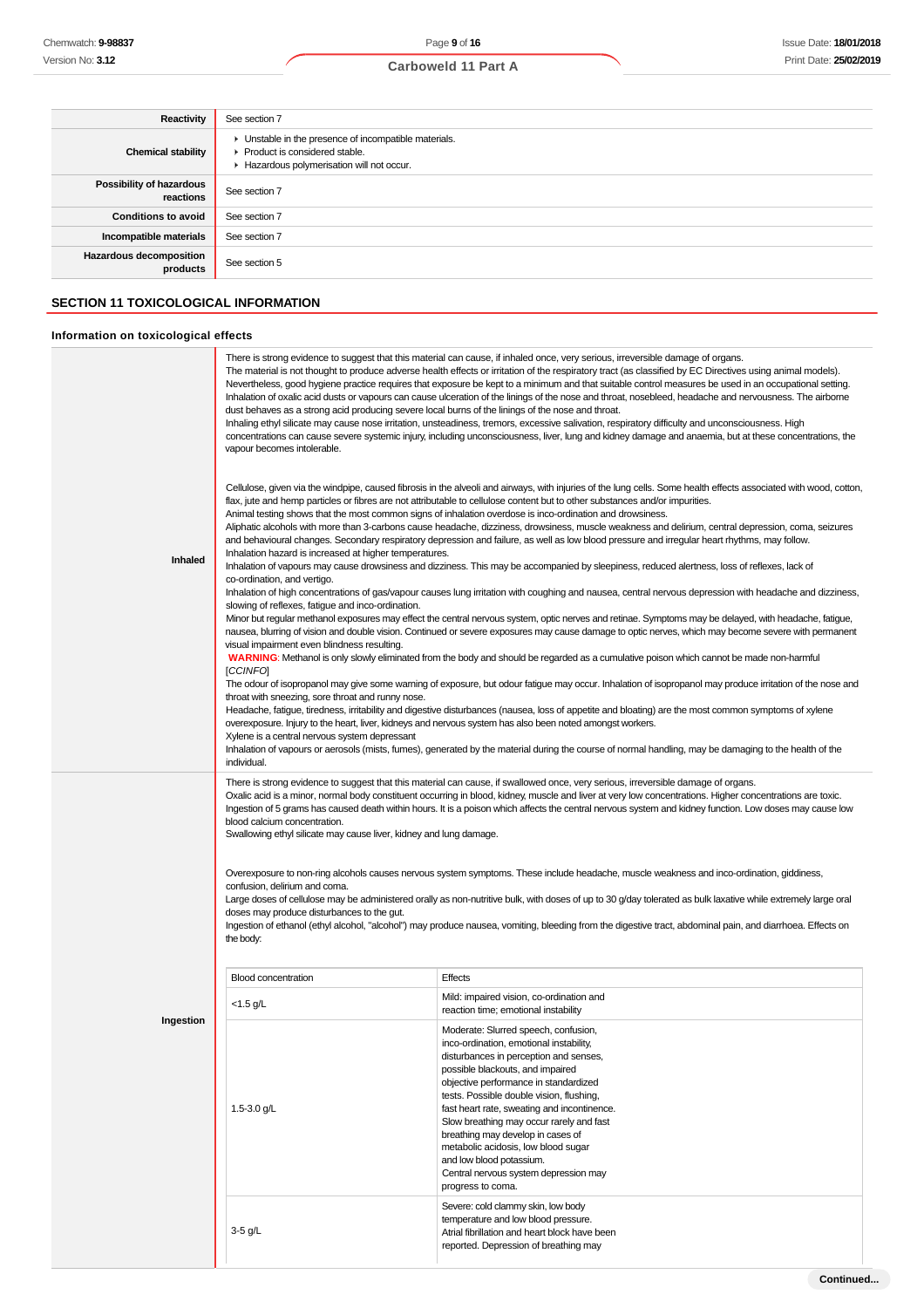| | |
|---|---|
| **Reactivity** | See section 7 |
| **Chemical stability** | ▸ Unstable in the presence of incompatible materials.<br>▸ Product is considered stable.<br>▸ Hazardous polymerisation will not occur. |
| **Possibility of hazardous reactions** | See section 7 |
| **Conditions to avoid** | See section 7 |
| **Incompatible materials** | See section 7 |
| **Hazardous decomposition products** | See section 5 |

## SECTION 11 TOXICOLOGICAL INFORMATION

### Information on toxicological effects

**Inhaled**

There is strong evidence to suggest that this material can cause, if inhaled once, very serious, irreversible damage of organs.
The material is not thought to produce adverse health effects or irritation of the respiratory tract (as classified by EC Directives using animal models). Nevertheless, good hygiene practice requires that exposure be kept to a minimum and that suitable control measures be used in an occupational setting.
Inhalation of oxalic acid dusts or vapours can cause ulceration of the linings of the nose and throat, nosebleed, headache and nervousness. The airborne dust behaves as a strong acid producing severe local burns of the linings of the nose and throat.
Inhaling ethyl silicate may cause nose irritation, unsteadiness, tremors, excessive salivation, respiratory difficulty and unconsciousness. High concentrations can cause severe systemic injury, including unconsciousness, liver, lung and kidney damage and anaemia, but at these concentrations, the vapour becomes intolerable.

Cellulose, given via the windpipe, caused fibrosis in the alveoli and airways, with injuries of the lung cells. Some health effects associated with wood, cotton, flax, jute and hemp particles or fibres are not attributable to cellulose content but to other substances and/or impurities.
Animal testing shows that the most common signs of inhalation overdose is inco-ordination and drowsiness.
Aliphatic alcohols with more than 3-carbons cause headache, dizziness, drowsiness, muscle weakness and delirium, central depression, coma, seizures and behavioural changes. Secondary respiratory depression and failure, as well as low blood pressure and irregular heart rhythms, may follow.
Inhalation hazard is increased at higher temperatures.
Inhalation of vapours may cause drowsiness and dizziness. This may be accompanied by sleepiness, reduced alertness, loss of reflexes, lack of co-ordination, and vertigo.
Inhalation of high concentrations of gas/vapour causes lung irritation with coughing and nausea, central nervous depression with headache and dizziness, slowing of reflexes, fatigue and inco-ordination.
Minor but regular methanol exposures may effect the central nervous system, optic nerves and retinae. Symptoms may be delayed, with headache, fatigue, nausea, blurring of vision and double vision. Continued or severe exposures may cause damage to optic nerves, which may become severe with permanent visual impairment even blindness resulting.
**WARNING**: Methanol is only slowly eliminated from the body and should be regarded as a cumulative poison which cannot be made non-harmful [*CCINFO*]
The odour of isopropanol may give some warning of exposure, but odour fatigue may occur. Inhalation of isopropanol may produce irritation of the nose and throat with sneezing, sore throat and runny nose.
Headache, fatigue, tiredness, irritability and digestive disturbances (nausea, loss of appetite and bloating) are the most common symptoms of xylene overexposure. Injury to the heart, liver, kidneys and nervous system has also been noted amongst workers.
Xylene is a central nervous system depressant
Inhalation of vapours or aerosols (mists, fumes), generated by the material during the course of normal handling, may be damaging to the health of the individual.

**Ingestion**

There is strong evidence to suggest that this material can cause, if swallowed once, very serious, irreversible damage of organs.
Oxalic acid is a minor, normal body constituent occurring in blood, kidney, muscle and liver at very low concentrations. Higher concentrations are toxic. Ingestion of 5 grams has caused death within hours. It is a poison which affects the central nervous system and kidney function. Low doses may cause low blood calcium concentration.
Swallowing ethyl silicate may cause liver, kidney and lung damage.

Overexposure to non-ring alcohols causes nervous system symptoms. These include headache, muscle weakness and inco-ordination, giddiness, confusion, delirium and coma.
Large doses of cellulose may be administered orally as non-nutritive bulk, with doses of up to 30 g/day tolerated as bulk laxative while extremely large oral doses may produce disturbances to the gut.
Ingestion of ethanol (ethyl alcohol, "alcohol") may produce nausea, vomiting, bleeding from the digestive tract, abdominal pain, and diarrhoea. Effects on the body:

| Blood concentration | Effects |
|---|---|
| <1.5 g/L | Mild: impaired vision, co-ordination and reaction time; emotional instability |
| 1.5-3.0 g/L | Moderate: Slurred speech, confusion, inco-ordination, emotional instability, disturbances in perception and senses, possible blackouts, and impaired objective performance in standardized tests. Possible double vision, flushing, fast heart rate, sweating and incontinence. Slow breathing may occur rarely and fast breathing may develop in cases of metabolic acidosis, low blood sugar and low blood potassium. Central nervous system depression may progress to coma. |
| 3-5 g/L | Severe: cold clammy skin, low body temperature and low blood pressure. Atrial fibrillation and heart block have been reported. Depression of breathing may |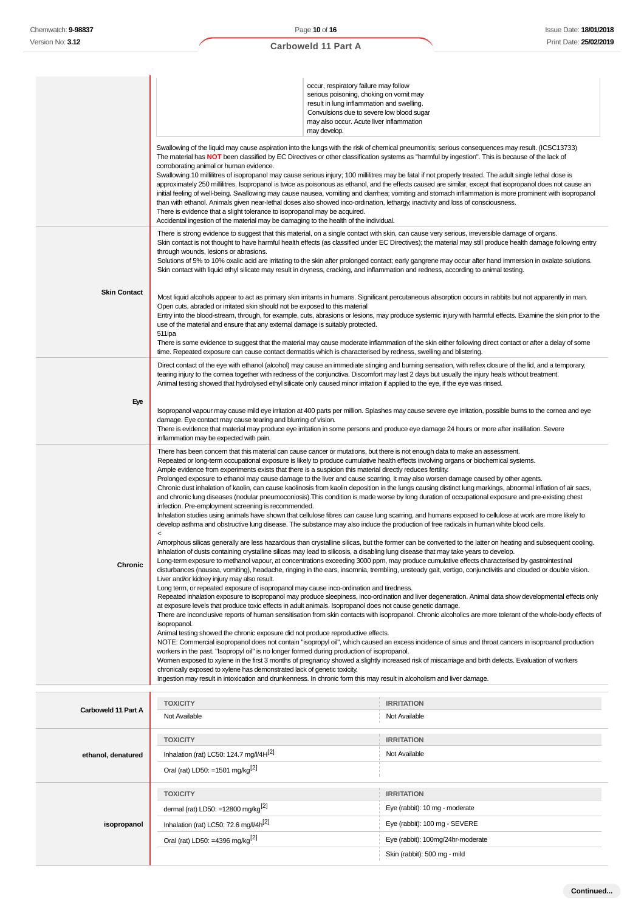| | |
|---|---|
| | occur, respiratory failure may follow serious poisoning, choking on vomit may result in lung inflammation and swelling. Convulsions due to severe low blood sugar may also occur. Acute liver inflammation may develop. |

Swallowing of the liquid may cause aspiration into the lungs with the risk of chemical pneumonitis; serious consequences may result. (ICSC13733)
The material has **NOT** been classified by EC Directives or other classification systems as "harmful by ingestion". This is because of the lack of corroborating animal or human evidence.
Swallowing 10 millilitres of isopropanol may cause serious injury; 100 millilitres may be fatal if not properly treated. The adult single lethal dose is approximately 250 millilitres. Isopropanol is twice as poisonous as ethanol, and the effects caused are similar, except that isopropanol does not cause an initial feeling of well-being. Swallowing may cause nausea, vomiting and diarrhea; vomiting and stomach inflammation is more prominent with isopropanol than with ethanol. Animals given near-lethal doses also showed inco-ordination, lethargy, inactivity and loss of consciousness.
There is evidence that a slight tolerance to isopropanol may be acquired.
Accidental ingestion of the material may be damaging to the health of the individual.

| | |
|---|---|
| **Skin Contact** | There is strong evidence to suggest that this material, on a single contact with skin, can cause very serious, irreversible damage of organs. Skin contact is not thought to have harmful health effects (as classified under EC Directives); the material may still produce health damage following entry through wounds, lesions or abrasions. Solutions of 5% to 10% oxalic acid are irritating to the skin after prolonged contact; early gangrene may occur after hand immersion in oxalate solutions. Skin contact with liquid ethyl silicate may result in dryness, cracking, and inflammation and redness, according to animal testing. Most liquid alcohols appear to act as primary skin irritants in humans. Significant percutaneous absorption occurs in rabbits but not apparently in man. Open cuts, abraded or irritated skin should not be exposed to this material Entry into the blood-stream, through, for example, cuts, abrasions or lesions, may produce systemic injury with harmful effects. Examine the skin prior to the use of the material and ensure that any external damage is suitably protected. 511ipa There is some evidence to suggest that the material may cause moderate inflammation of the skin either following direct contact or after a delay of some time. Repeated exposure can cause contact dermatitis which is characterised by redness, swelling and blistering. |
| **Eye** | Direct contact of the eye with ethanol (alcohol) may cause an immediate stinging and burning sensation, with reflex closure of the lid, and a temporary, tearing injury to the cornea together with redness of the conjunctiva. Discomfort may last 2 days but usually the injury heals without treatment. Animal testing showed that hydrolysed ethyl silicate only caused minor irritation if applied to the eye, if the eye was rinsed. Isopropanol vapour may cause mild eye irritation at 400 parts per million. Splashes may cause severe eye irritation, possible burns to the cornea and eye damage. Eye contact may cause tearing and blurring of vision. There is evidence that material may produce eye irritation in some persons and produce eye damage 24 hours or more after instillation. Severe inflammation may be expected with pain. |
| **Chronic** | There has been concern that this material can cause cancer or mutations, but there is not enough data to make an assessment. Repeated or long-term occupational exposure is likely to produce cumulative health effects involving organs or biochemical systems. Ample evidence from experiments exists that there is a suspicion this material directly reduces fertility. Prolonged exposure to ethanol may cause damage to the liver and cause scarring. It may also worsen damage caused by other agents. Chronic dust inhalation of kaolin, can cause kaolinosis from kaolin deposition in the lungs causing distinct lung markings, abnormal inflation of air sacs, and chronic lung diseases (nodular pneumoconiosis).This condition is made worse by long duration of occupational exposure and pre-existing chest infection. Pre-employment screening is recommended. Inhalation studies using animals have shown that cellulose fibres can cause lung scarring, and humans exposed to cellulose at work are more likely to develop asthma and obstructive lung disease. The substance may also induce the production of free radicals in human white blood cells. < Amorphous silicas generally are less hazardous than crystalline silicas, but the former can be converted to the latter on heating and subsequent cooling. Inhalation of dusts containing crystalline silicas may lead to silicosis, a disabling lung disease that may take years to develop. Long-term exposure to methanol vapour, at concentrations exceeding 3000 ppm, may produce cumulative effects characterised by gastrointestinal disturbances (nausea, vomiting), headache, ringing in the ears, insomnia, trembling, unsteady gait, vertigo, conjunctivitis and clouded or double vision. Liver and/or kidney injury may also result. Long term, or repeated exposure of isopropanol may cause inco-ordination and tiredness. Repeated inhalation exposure to isopropanol may produce sleepiness, inco-ordination and liver degeneration. Animal data show developmental effects only at exposure levels that produce toxic effects in adult animals. Isopropanol does not cause genetic damage. There are inconclusive reports of human sensitisation from skin contacts with isopropanol. Chronic alcoholics are more tolerant of the whole-body effects of isopropanol. Animal testing showed the chronic exposure did not produce reproductive effects. NOTE: Commercial isopropanol does not contain "isopropyl oil", which caused an excess incidence of sinus and throat cancers in isoproanol production workers in the past. "Isopropyl oil" is no longer formed during production of isopropanol. Women exposed to xylene in the first 3 months of pregnancy showed a slightly increased risk of miscarriage and birth defects. Evaluation of workers chronically exposed to xylene has demonstrated lack of genetic toxicity. Ingestion may result in intoxication and drunkenness. In chronic form this may result in alcoholism and liver damage. |

| | TOXICITY | IRRITATION |
|---|---|---|
| **Carboweld 11 Part A** | Not Available | Not Available |

| | TOXICITY | IRRITATION |
|---|---|---|
| **ethanol, denatured** | Inhalation (rat) LC50: 124.7 mg/l/4H[2] | Not Available |
| | Oral (rat) LD50: =1501 mg/kg[2] | |

| | TOXICITY | IRRITATION |
|---|---|---|
| **isopropanol** | dermal (rat) LD50: =12800 mg/kg[2] | Eye (rabbit): 10 mg - moderate |
| | Inhalation (rat) LC50: 72.6 mg/l/4h[2] | Eye (rabbit): 100 mg - SEVERE |
| | Oral (rat) LD50: =4396 mg/kg[2] | Eye (rabbit): 100mg/24hr-moderate |
| | | Skin (rabbit): 500 mg - mild |

**Continued...**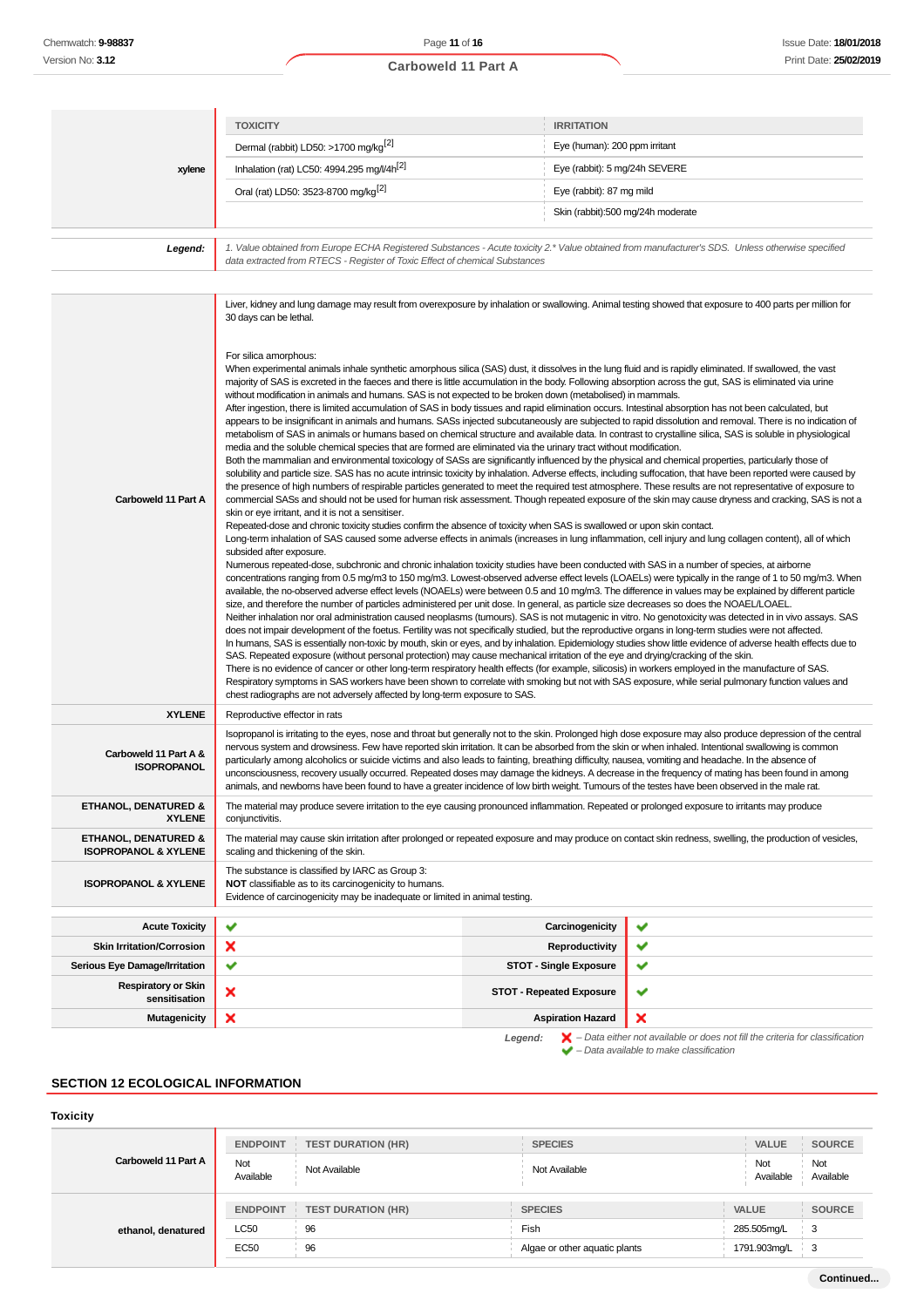| | TOXICITY | IRRITATION |
|---|---|---|
| **xylene** | Dermal (rabbit) LD50: >1700 mg/kg[2] | Eye (human): 200 ppm irritant |
| | Inhalation (rat) LC50: 4994.295 mg/l/4h[2] | Eye (rabbit): 5 mg/24h SEVERE |
| | Oral (rat) LD50: 3523-8700 mg/kg[2] | Eye (rabbit): 87 mg mild |
| | | Skin (rabbit):500 mg/24h moderate |

| | |
|---|---|
| ***Legend:*** | *1. Value obtained from Europe ECHA Registered Substances - Acute toxicity 2.\* Value obtained from manufacturer's SDS. Unless otherwise specified data extracted from RTECS - Register of Toxic Effect of chemical Substances* |

| | |
|---|---|
| **Carboweld 11 Part A** | Liver, kidney and lung damage may result from overexposure by inhalation or swallowing. Animal testing showed that exposure to 400 parts per million for 30 days can be lethal.<br><br>For silica amorphous:<br>When experimental animals inhale synthetic amorphous silica (SAS) dust, it dissolves in the lung fluid and is rapidly eliminated. If swallowed, the vast majority of SAS is excreted in the faeces and there is little accumulation in the body. Following absorption across the gut, SAS is eliminated via urine without modification in animals and humans. SAS is not expected to be broken down (metabolised) in mammals.<br>After ingestion, there is limited accumulation of SAS in body tissues and rapid elimination occurs. Intestinal absorption has not been calculated, but appears to be insignificant in animals and humans. SASs injected subcutaneously are subjected to rapid dissolution and removal. There is no indication of metabolism of SAS in animals or humans based on chemical structure and available data. In contrast to crystalline silica, SAS is soluble in physiological media and the soluble chemical species that are formed are eliminated via the urinary tract without modification.<br>Both the mammalian and environmental toxicology of SASs are significantly influenced by the physical and chemical properties, particularly those of solubility and particle size. SAS has no acute intrinsic toxicity by inhalation. Adverse effects, including suffocation, that have been reported were caused by the presence of high numbers of respirable particles generated to meet the required test atmosphere. These results are not representative of exposure to commercial SASs and should not be used for human risk assessment. Though repeated exposure of the skin may cause dryness and cracking, SAS is not a skin or eye irritant, and it is not a sensitiser.<br>Repeated-dose and chronic toxicity studies confirm the absence of toxicity when SAS is swallowed or upon skin contact.<br>Long-term inhalation of SAS caused some adverse effects in animals (increases in lung inflammation, cell injury and lung collagen content), all of which subsided after exposure.<br>Numerous repeated-dose, subchronic and chronic inhalation toxicity studies have been conducted with SAS in a number of species, at airborne concentrations ranging from 0.5 mg/m3 to 150 mg/m3. Lowest-observed adverse effect levels (LOAELs) were typically in the range of 1 to 50 mg/m3. When available, the no-observed adverse effect levels (NOAELs) were between 0.5 and 10 mg/m3. The difference in values may be explained by different particle size, and therefore the number of particles administered per unit dose. In general, as particle size decreases so does the NOAEL/LOAEL.<br>Neither inhalation nor oral administration caused neoplasms (tumours). SAS is not mutagenic in vitro. No genotoxicity was detected in in vivo assays. SAS does not impair development of the foetus. Fertility was not specifically studied, but the reproductive organs in long-term studies were not affected.<br>In humans, SAS is essentially non-toxic by mouth, skin or eyes, and by inhalation. Epidemiology studies show little evidence of adverse health effects due to SAS. Repeated exposure (without personal protection) may cause mechanical irritation of the eye and drying/cracking of the skin.<br>There is no evidence of cancer or other long-term respiratory health effects (for example, silicosis) in workers employed in the manufacture of SAS. Respiratory symptoms in SAS workers have been shown to correlate with smoking but not with SAS exposure, while serial pulmonary function values and chest radiographs are not adversely affected by long-term exposure to SAS. |
| **XYLENE** | Reproductive effector in rats |
| **Carboweld 11 Part A & ISOPROPANOL** | Isopropanol is irritating to the eyes, nose and throat but generally not to the skin. Prolonged high dose exposure may also produce depression of the central nervous system and drowsiness. Few have reported skin irritation. It can be absorbed from the skin or when inhaled. Intentional swallowing is common particularly among alcoholics or suicide victims and also leads to fainting, breathing difficulty, nausea, vomiting and headache. In the absence of unconsciousness, recovery usually occurred. Repeated doses may damage the kidneys. A decrease in the frequency of mating has been found in among animals, and newborns have been found to have a greater incidence of low birth weight. Tumours of the testes have been observed in the male rat. |
| **ETHANOL, DENATURED & XYLENE** | The material may produce severe irritation to the eye causing pronounced inflammation. Repeated or prolonged exposure to irritants may produce conjunctivitis. |
| **ETHANOL, DENATURED & ISOPROPANOL & XYLENE** | The material may cause skin irritation after prolonged or repeated exposure and may produce on contact skin redness, swelling, the production of vesicles, scaling and thickening of the skin. |
| **ISOPROPANOL & XYLENE** | The substance is classified by IARC as Group 3:<br>**NOT** classifiable as to its carcinogenicity to humans.<br>Evidence of carcinogenicity may be inadequate or limited in animal testing. |

| | | | |
|---|---|---|---|
| **Acute Toxicity** | ✔ | **Carcinogenicity** | ✔ |
| **Skin Irritation/Corrosion** | ✘ | **Reproductivity** | ✔ |
| **Serious Eye Damage/Irritation** | ✔ | **STOT - Single Exposure** | ✔ |
| **Respiratory or Skin sensitisation** | ✘ | **STOT - Repeated Exposure** | ✔ |
| **Mutagenicity** | ✘ | **Aspiration Hazard** | ✘ |

***Legend:*** ✘ *– Data either not available or does not fill the criteria for classification*
✔ *– Data available to make classification*

## SECTION 12 ECOLOGICAL INFORMATION

### Toxicity

| | ENDPOINT | TEST DURATION (HR) | SPECIES | VALUE | SOURCE |
|---|---|---|---|---|---|
| **Carboweld 11 Part A** | Not Available | Not Available | Not Available | Not Available | Not Available |

| | ENDPOINT | TEST DURATION (HR) | SPECIES | VALUE | SOURCE |
|---|---|---|---|---|---|
| **ethanol, denatured** | LC50 | 96 | Fish | 285.505mg/L | 3 |
| | EC50 | 96 | Algae or other aquatic plants | 1791.903mg/L | 3 |

Continued...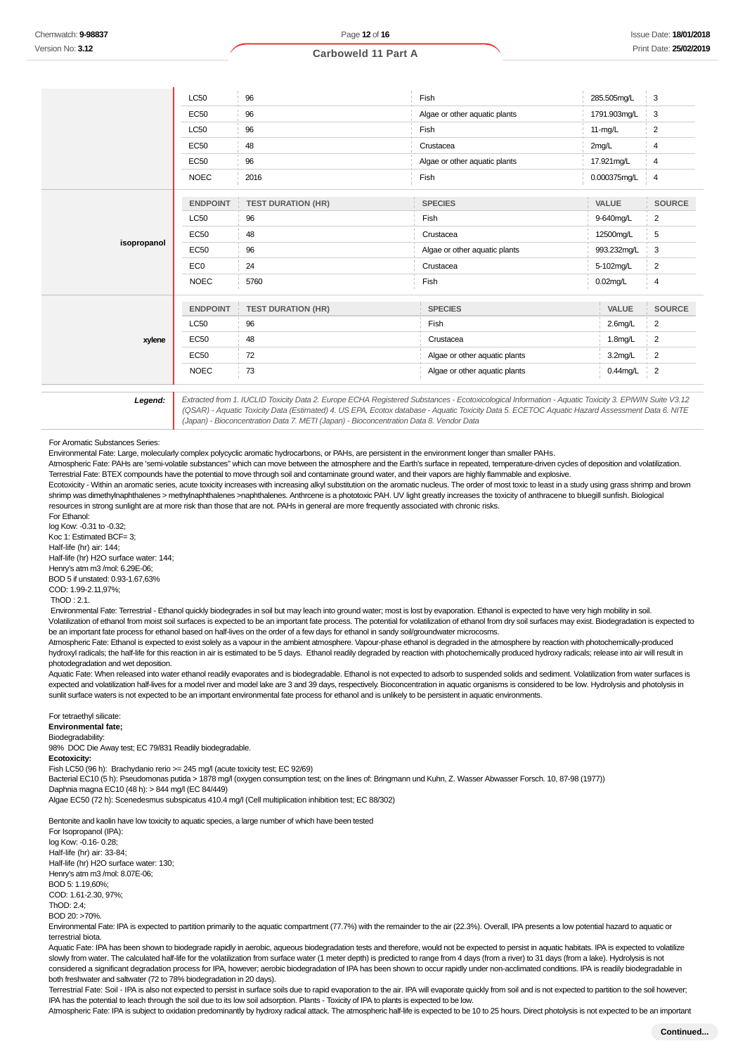| | ENDPOINT | TEST DURATION (HR) | SPECIES | VALUE | SOURCE |
|---|---|---|---|---|---|
| | LC50 | 96 | Fish | 285.505mg/L | 3 |
| | EC50 | 96 | Algae or other aquatic plants | 1791.903mg/L | 3 |
| | LC50 | 96 | Fish | 11-mg/L | 2 |
| | EC50 | 48 | Crustacea | 2mg/L | 4 |
| | EC50 | 96 | Algae or other aquatic plants | 17.921mg/L | 4 |
| | NOEC | 2016 | Fish | 0.000375mg/L | 4 |

| | ENDPOINT | TEST DURATION (HR) | SPECIES | VALUE | SOURCE |
|---|---|---|---|---|---|
| isopropanol | LC50 | 96 | Fish | 9-640mg/L | 2 |
| | EC50 | 48 | Crustacea | 12500mg/L | 5 |
| | EC50 | 96 | Algae or other aquatic plants | 993.232mg/L | 3 |
| | EC0 | 24 | Crustacea | 5-102mg/L | 2 |
| | NOEC | 5760 | Fish | 0.02mg/L | 4 |

| | ENDPOINT | TEST DURATION (HR) | SPECIES | VALUE | SOURCE |
|---|---|---|---|---|---|
| xylene | LC50 | 96 | Fish | 2.6mg/L | 2 |
| | EC50 | 48 | Crustacea | 1.8mg/L | 2 |
| | EC50 | 72 | Algae or other aquatic plants | 3.2mg/L | 2 |
| | NOEC | 73 | Algae or other aquatic plants | 0.44mg/L | 2 |

**Legend:** *Extracted from 1. IUCLID Toxicity Data 2. Europe ECHA Registered Substances - Ecotoxicological Information - Aquatic Toxicity 3. EPIWIN Suite V3.12 (QSAR) - Aquatic Toxicity Data (Estimated) 4. US EPA, Ecotox database - Aquatic Toxicity Data 5. ECETOC Aquatic Hazard Assessment Data 6. NITE (Japan) - Bioconcentration Data 7. METI (Japan) - Bioconcentration Data 8. Vendor Data*

For Aromatic Substances Series:
Environmental Fate: Large, molecularly complex polycyclic aromatic hydrocarbons, or PAHs, are persistent in the environment longer than smaller PAHs.
Atmospheric Fate: PAHs are 'semi-volatile substances" which can move between the atmosphere and the Earth's surface in repeated, temperature-driven cycles of deposition and volatilization.
Terrestrial Fate: BTEX compounds have the potential to move through soil and contaminate ground water, and their vapors are highly flammable and explosive.
Ecotoxicity - Within an aromatic series, acute toxicity increases with increasing alkyl substitution on the aromatic nucleus. The order of most toxic to least in a study using grass shrimp and brown shrimp was dimethylnaphthalenes > methylnaphthalenes >naphthalenes. Anthrcene is a phototoxic PAH. UV light greatly increases the toxicity of anthracene to bluegill sunfish. Biological resources in strong sunlight are at more risk than those that are not. PAHs in general are more frequently associated with chronic risks.
For Ethanol:
log Kow: -0.31 to -0.32;
Koc 1: Estimated BCF= 3;
Half-life (hr) air: 144;
Half-life (hr) H2O surface water: 144;
Henry's atm m3 /mol: 6.29E-06;
BOD 5 if unstated: 0.93-1.67,63%
COD: 1.99-2.11,97%;
ThOD : 2.1.
Environmental Fate: Terrestrial - Ethanol quickly biodegrades in soil but may leach into ground water; most is lost by evaporation. Ethanol is expected to have very high mobility in soil. Volatilization of ethanol from moist soil surfaces is expected to be an important fate process. The potential for volatilization of ethanol from dry soil surfaces may exist. Biodegradation is expected to be an important fate process for ethanol based on half-lives on the order of a few days for ethanol in sandy soil/groundwater microcosms.
Atmospheric Fate: Ethanol is expected to exist solely as a vapour in the ambient atmosphere. Vapour-phase ethanol is degraded in the atmosphere by reaction with photochemically-produced hydroxyl radicals; the half-life for this reaction in air is estimated to be 5 days. Ethanol readily degraded by reaction with photochemically produced hydroxy radicals; release into air will result in photodegradation and wet deposition.
Aquatic Fate: When released into water ethanol readily evaporates and is biodegradable. Ethanol is not expected to adsorb to suspended solids and sediment. Volatilization from water surfaces is expected and volatilization half-lives for a model river and model lake are 3 and 39 days, respectively. Bioconcentration in aquatic organisms is considered to be low. Hydrolysis and photolysis in sunlit surface waters is not expected to be an important environmental fate process for ethanol and is unlikely to be persistent in aquatic environments.

For tetraethyl silicate:
**Environmental fate;**
Biodegradability:
98% DOC Die Away test; EC 79/831 Readily biodegradable.
**Ecotoxicity:**
Fish LC50 (96 h): Brachydanio rerio >= 245 mg/l (acute toxicity test; EC 92/69)
Bacterial EC10 (5 h): Pseudomonas putida > 1878 mg/l (oxygen consumption test; on the lines of: Bringmann und Kuhn, Z. Wasser Abwasser Forsch. 10, 87-98 (1977))
Daphnia magna EC10 (48 h): > 844 mg/l (EC 84/449)
Algae EC50 (72 h): Scenedesmus subspicatus 410.4 mg/l (Cell multiplication inhibition test; EC 88/302)

Bentonite and kaolin have low toxicity to aquatic species, a large number of which have been tested
For Isopropanol (IPA):
log Kow: -0.16- 0.28;
Half-life (hr) air: 33-84;
Half-life (hr) H2O surface water: 130;
Henry's atm m3 /mol: 8.07E-06;
BOD 5: 1.19,60%;
COD: 1.61-2.30, 97%;
ThOD: 2.4;
BOD 20: >70%.
Environmental Fate: IPA is expected to partition primarily to the aquatic compartment (77.7%) with the remainder to the air (22.3%). Overall, IPA presents a low potential hazard to aquatic or terrestrial biota.
Aquatic Fate: IPA has been shown to biodegrade rapidly in aerobic, aqueous biodegradation tests and therefore, would not be expected to persist in aquatic habitats. IPA is expected to volatilize slowly from water. The calculated half-life for the volatilization from surface water (1 meter depth) is predicted to range from 4 days (from a river) to 31 days (from a lake). Hydrolysis is not considered a significant degradation process for IPA, however; aerobic biodegradation of IPA has been shown to occur rapidly under non-acclimated conditions. IPA is readily biodegradable in both freshwater and saltwater (72 to 78% biodegradation in 20 days).
Terrestrial Fate: Soil - IPA is also not expected to persist in surface soils due to rapid evaporation to the air. IPA will evaporate quickly from soil and is not expected to partition to the soil however; IPA has the potential to leach through the soil due to its low soil adsorption. Plants - Toxicity of IPA to plants is expected to be low.
Atmospheric Fate: IPA is subject to oxidation predominantly by hydroxy radical attack. The atmospheric half-life is expected to be 10 to 25 hours. Direct photolysis is not expected to be an important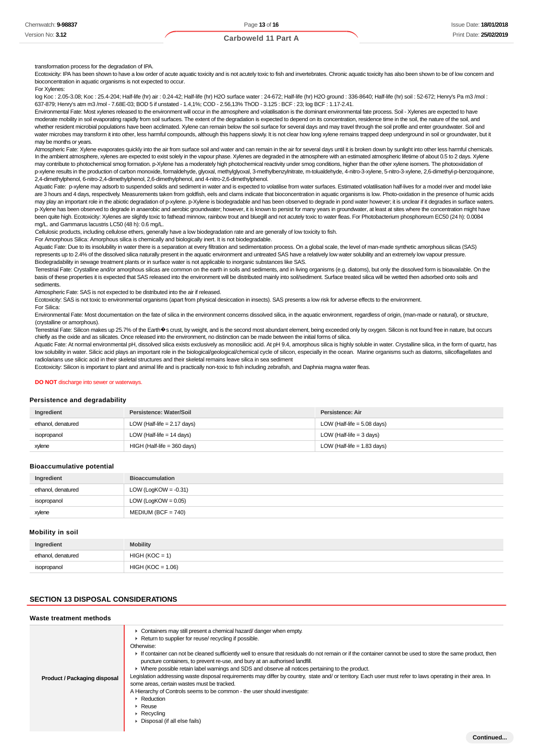transformation process for the degradation of IPA.

Ecotoxicity: IPA has been shown to have a low order of acute aquatic toxicity and is not acutely toxic to fish and invertebrates. Chronic aquatic toxicity has also been shown to be of low concern and bioconcentration in aquatic organisms is not expected to occur.

For Xylenes:

log Koc : 2.05-3.08; Koc : 25.4-204; Half-life (hr) air : 0.24-42; Half-life (hr) H2O surface water : 24-672; Half-life (hr) H2O ground : 336-8640; Half-life (hr) soil : 52-672; Henry's Pa m3 /mol : 637-879; Henry's atm m3 /mol - 7.68E-03; BOD 5 if unstated - 1.4,1%; COD - 2.56,13% ThOD - 3.125 : BCF : 23; log BCF : 1.17-2.41.

Environmental Fate: Most xylenes released to the environment will occur in the atmosphere and volatilisation is the dominant environmental fate process. Soil - Xylenes are expected to have moderate mobility in soil evaporating rapidly from soil surfaces. The extent of the degradation is expected to depend on its concentration, residence time in the soil, the nature of the soil, and whether resident microbial populations have been acclimated. Xylene can remain below the soil surface for several days and may travel through the soil profile and enter groundwater. Soil and water microbes may transform it into other, less harmful compounds, although this happens slowly. It is not clear how long xylene remains trapped deep underground in soil or groundwater, but it may be months or years.

Atmospheric Fate: Xylene evaporates quickly into the air from surface soil and water and can remain in the air for several days until it is broken down by sunlight into other less harmful chemicals. In the ambient atmosphere, xylenes are expected to exist solely in the vapour phase. Xylenes are degraded in the atmosphere with an estimated atmospheric lifetime of about 0.5 to 2 days. Xylene may contribute to photochemical smog formation. p-Xylene has a moderately high photochemical reactivity under smog conditions, higher than the other xylene isomers. The photooxidation of p-xylene results in the production of carbon monoxide, formaldehyde, glyoxal, methylglyoxal, 3-methylbenzylnitrate, m-tolualdehyde, 4-nitro-3-xylene, 5-nitro-3-xylene, 2,6-dimethyl-p-benzoquinone, 2,4-dimethylphenol, 6-nitro-2,4-dimethylphenol, 2,6-dimethylphenol, and 4-nitro-2,6-dimethylphenol.

Aquatic Fate: p-xylene may adsorb to suspended solids and sediment in water and is expected to volatilise from water surfaces. Estimated volatilisation half-lives for a model river and model lake are 3 hours and 4 days, respectively. Measurements taken from goldfish, eels and clams indicate that bioconcentration in aquatic organisms is low. Photo-oxidation in the presence of humic acids may play an important role in the abiotic degradation of p-xylene. p-Xylene is biodegradable and has been observed to degrade in pond water however; it is unclear if it degrades in surface waters. p-Xylene has been observed to degrade in anaerobic and aerobic groundwater; however, it is known to persist for many years in groundwater, at least at sites where the concentration might have been quite high. Ecotoxicity: Xylenes are slightly toxic to fathead minnow, rainbow trout and bluegill and not acutely toxic to water fleas. For Photobacterium phosphoreum EC50 (24 h): 0.0084 mg/L. and Gammarus lacustris LC50 (48 h): 0.6 mg/L.

Cellulosic products, including cellulose ethers, generally have a low biodegradation rate and are generally of low toxicity to fish.

For Amorphous Silica: Amorphous silica is chemically and biologically inert. It is not biodegradable.

Aquatic Fate: Due to its insolubility in water there is a separation at every filtration and sedimentation process. On a global scale, the level of man-made synthetic amorphous silicas (SAS) represents up to 2.4% of the dissolved silica naturally present in the aquatic environment and untreated SAS have a relatively low water solubility and an extremely low vapour pressure. Biodegradability in sewage treatment plants or in surface water is not applicable to inorganic substances like SAS.

Terrestrial Fate: Crystalline and/or amorphous silicas are common on the earth in soils and sediments, and in living organisms (e.g. diatoms), but only the dissolved form is bioavailable. On the basis of these properties it is expected that SAS released into the environment will be distributed mainly into soil/sediment. Surface treated silica will be wetted then adsorbed onto soils and sediments.

Atmospheric Fate: SAS is not expected to be distributed into the air if released.

Ecotoxicity: SAS is not toxic to environmental organisms (apart from physical desiccation in insects). SAS presents a low risk for adverse effects to the environment.

For Silica:

Environmental Fate: Most documentation on the fate of silica in the environment concerns dissolved silica, in the aquatic environment, regardless of origin, (man-made or natural), or structure, (crystalline or amorphous).

Terrestrial Fate: Silicon makes up 25.7% of the Earth�s crust, by weight, and is the second most abundant element, being exceeded only by oxygen. Silicon is not found free in nature, but occurs chiefly as the oxide and as silicates. Once released into the environment, no distinction can be made between the initial forms of silica.

Aquatic Fate: At normal environmental pH, dissolved silica exists exclusively as monosilicic acid. At pH 9.4, amorphous silica is highly soluble in water. Crystalline silica, in the form of quartz, has low solubility in water. Silicic acid plays an important role in the biological/geological/chemical cycle of silicon, especially in the ocean. Marine organisms such as diatoms, silicoflagellates and radiolarians use silicic acid in their skeletal structures and their skeletal remains leave silica in sea sediment

Ecotoxicity: Silicon is important to plant and animal life and is practically non-toxic to fish including zebrafish, and Daphnia magna water fleas.

**DO NOT** discharge into sewer or waterways.

### Persistence and degradability

| Ingredient | Persistence: Water/Soil | Persistence: Air |
|---|---|---|
| ethanol, denatured | LOW (Half-life = 2.17 days) | LOW (Half-life = 5.08 days) |
| isopropanol | LOW (Half-life = 14 days) | LOW (Half-life = 3 days) |
| xylene | HIGH (Half-life = 360 days) | LOW (Half-life = 1.83 days) |

### Bioaccumulative potential

| Ingredient | Bioaccumulation |
|---|---|
| ethanol, denatured | LOW (LogKOW = -0.31) |
| isopropanol | LOW (LogKOW = 0.05) |
| xylene | MEDIUM (BCF = 740) |

### Mobility in soil

| Ingredient | Mobility |
|---|---|
| ethanol, denatured | HIGH (KOC = 1) |
| isopropanol | HIGH (KOC = 1.06) |

## SECTION 13 DISPOSAL CONSIDERATIONS

### Waste treatment methods

| | |
|---|---|
| **Product / Packaging disposal** | ▸ Containers may still present a chemical hazard/ danger when empty.<br>▸ Return to supplier for reuse/ recycling if possible.<br>Otherwise:<br>▸ If container can not be cleaned sufficiently well to ensure that residuals do not remain or if the container cannot be used to store the same product, then puncture containers, to prevent re-use, and bury at an authorised landfill.<br>▸ Where possible retain label warnings and SDS and observe all notices pertaining to the product.<br>Legislation addressing waste disposal requirements may differ by country, state and/ or territory. Each user must refer to laws operating in their area. In some areas, certain wastes must be tracked.<br>A Hierarchy of Controls seems to be common - the user should investigate:<br>▸ Reduction<br>▸ Reuse<br>▸ Recycling<br>▸ Disposal (if all else fails) |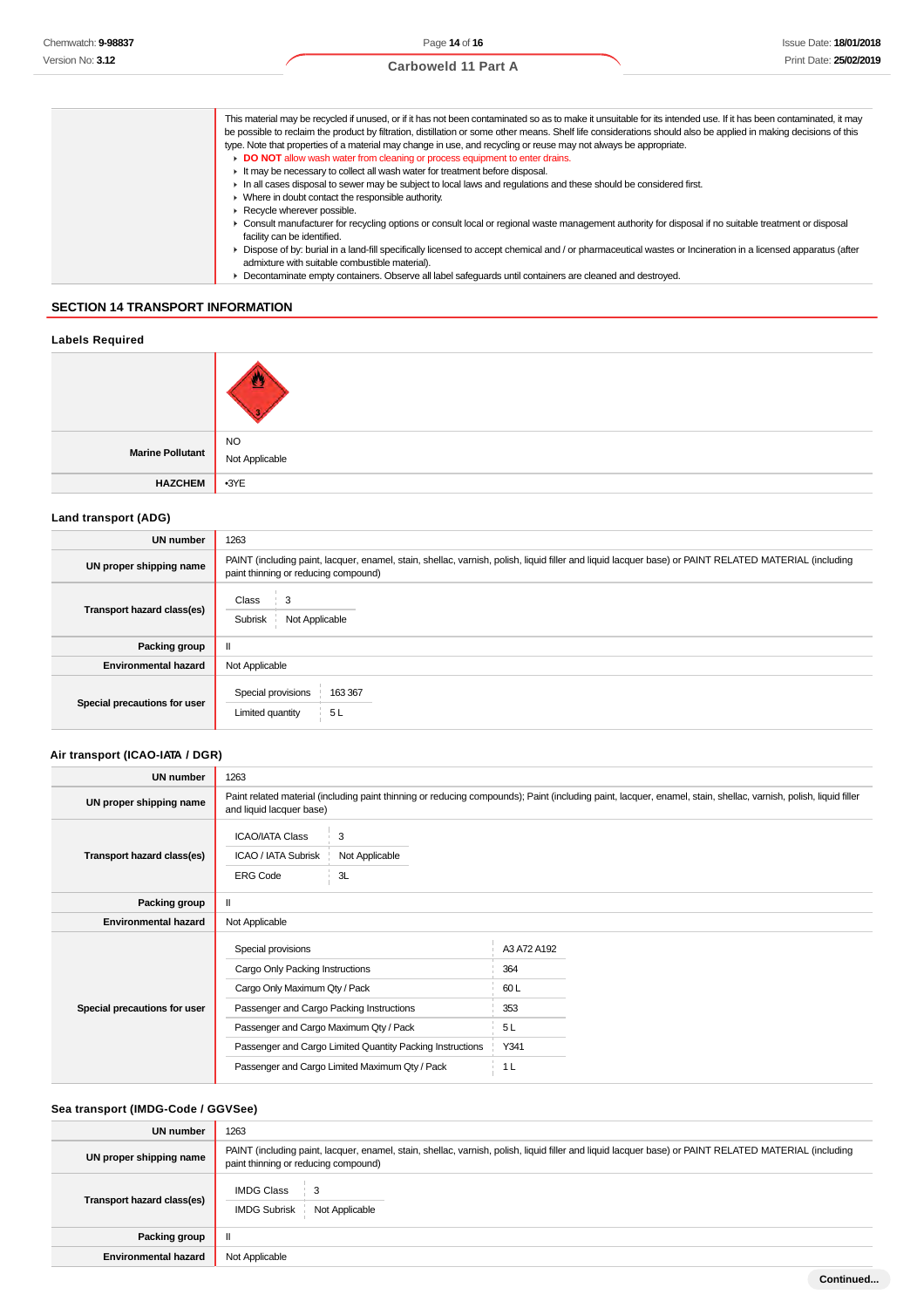| | |
|---|---|
| | This material may be recycled if unused, or if it has not been contaminated so as to make it unsuitable for its intended use. If it has been contaminated, it may be possible to reclaim the product by filtration, distillation or some other means. Shelf life considerations should also be applied in making decisions of this type. Note that properties of a material may change in use, and recycling or reuse may not always be appropriate.<br>▸ **DO NOT** allow wash water from cleaning or process equipment to enter drains.<br>▸ It may be necessary to collect all wash water for treatment before disposal.<br>▸ In all cases disposal to sewer may be subject to local laws and regulations and these should be considered first.<br>▸ Where in doubt contact the responsible authority.<br>▸ Recycle wherever possible.<br>▸ Consult manufacturer for recycling options or consult local or regional waste management authority for disposal if no suitable treatment or disposal facility can be identified.<br>▸ Dispose of by: burial in a land-fill specifically licensed to accept chemical and / or pharmaceutical wastes or Incineration in a licensed apparatus (after admixture with suitable combustible material).<br>▸ Decontaminate empty containers. Observe all label safeguards until containers are cleaned and destroyed. |

## SECTION 14 TRANSPORT INFORMATION

### Labels Required

| | |
|---|---|
| | |
| **Marine Pollutant** | NO<br>Not Applicable |
| **HAZCHEM** | •3YE |

### Land transport (ADG)

| | |
|---|---|
| **UN number** | 1263 |
| **UN proper shipping name** | PAINT (including paint, lacquer, enamel, stain, shellac, varnish, polish, liquid filler and liquid lacquer base) or PAINT RELATED MATERIAL (including paint thinning or reducing compound) |
| **Transport hazard class(es)** | Class: 3<br>Subrisk: Not Applicable |
| **Packing group** | II |
| **Environmental hazard** | Not Applicable |
| **Special precautions for user** | Special provisions: 163 367<br>Limited quantity: 5 L |

### Air transport (ICAO-IATA / DGR)

| | |
|---|---|
| **UN number** | 1263 |
| **UN proper shipping name** | Paint related material (including paint thinning or reducing compounds); Paint (including paint, lacquer, enamel, stain, shellac, varnish, polish, liquid filler and liquid lacquer base) |
| **Transport hazard class(es)** | ICAO/IATA Class: 3<br>ICAO / IATA Subrisk: Not Applicable<br>ERG Code: 3L |
| **Packing group** | II |
| **Environmental hazard** | Not Applicable |
| **Special precautions for user** | Special provisions: A3 A72 A192<br>Cargo Only Packing Instructions: 364<br>Cargo Only Maximum Qty / Pack: 60 L<br>Passenger and Cargo Packing Instructions: 353<br>Passenger and Cargo Maximum Qty / Pack: 5 L<br>Passenger and Cargo Limited Quantity Packing Instructions: Y341<br>Passenger and Cargo Limited Maximum Qty / Pack: 1 L |

### Sea transport (IMDG-Code / GGVSee)

| | |
|---|---|
| **UN number** | 1263 |
| **UN proper shipping name** | PAINT (including paint, lacquer, enamel, stain, shellac, varnish, polish, liquid filler and liquid lacquer base) or PAINT RELATED MATERIAL (including paint thinning or reducing compound) |
| **Transport hazard class(es)** | IMDG Class: 3<br>IMDG Subrisk: Not Applicable |
| **Packing group** | II |
| **Environmental hazard** | Not Applicable |

Continued...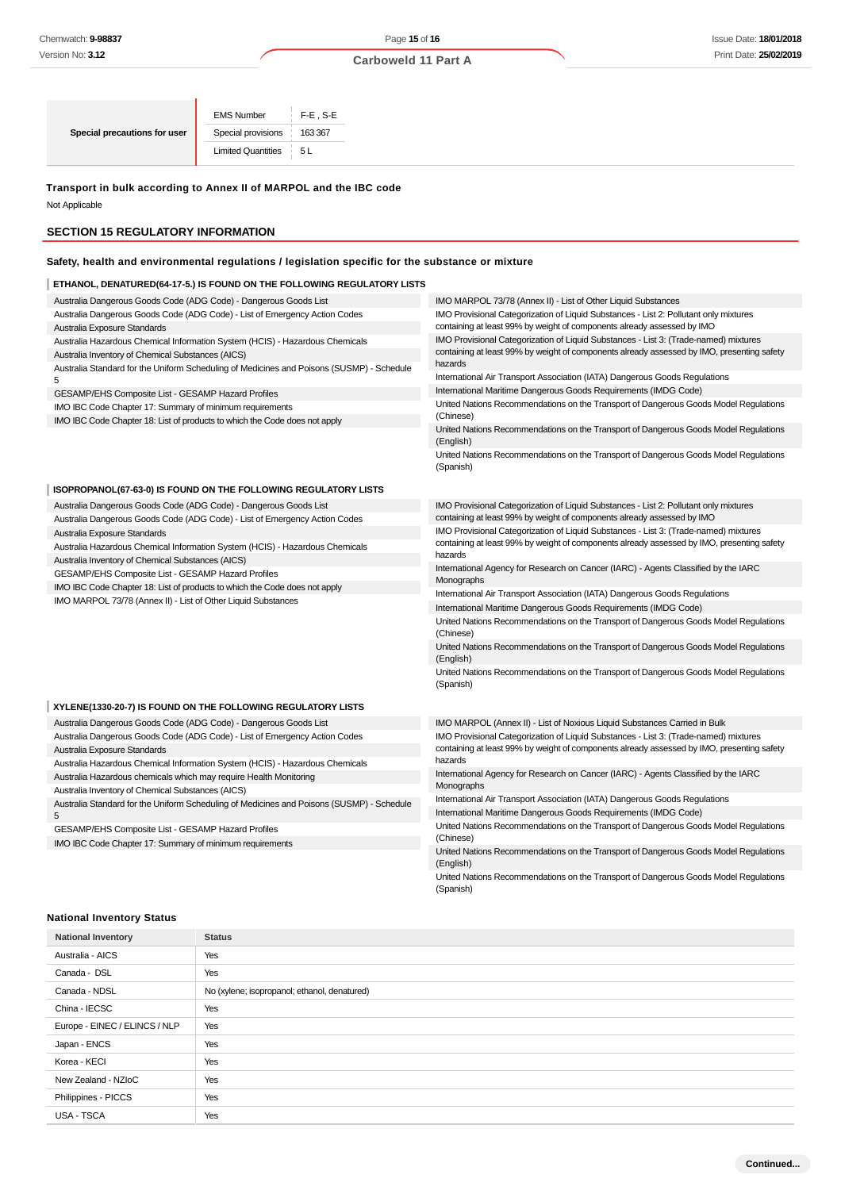| Special precautions for user | | |
|---|---|---|
| | EMS Number | F-E , S-E |
| | Special provisions | 163 367 |
| | Limited Quantities | 5 L |

**Transport in bulk according to Annex II of MARPOL and the IBC code**

Not Applicable

## SECTION 15 REGULATORY INFORMATION

**Safety, health and environmental regulations / legislation specific for the substance or mixture**

### ETHANOL, DENATURED(64-17-5.) IS FOUND ON THE FOLLOWING REGULATORY LISTS

- Australia Dangerous Goods Code (ADG Code) - Dangerous Goods List
- Australia Dangerous Goods Code (ADG Code) - List of Emergency Action Codes
- Australia Exposure Standards
- Australia Hazardous Chemical Information System (HCIS) - Hazardous Chemicals
- Australia Inventory of Chemical Substances (AICS)
- Australia Standard for the Uniform Scheduling of Medicines and Poisons (SUSMP) - Schedule 5
- GESAMP/EHS Composite List - GESAMP Hazard Profiles
- IMO IBC Code Chapter 17: Summary of minimum requirements
- IMO IBC Code Chapter 18: List of products to which the Code does not apply
- IMO MARPOL 73/78 (Annex II) - List of Other Liquid Substances
- IMO Provisional Categorization of Liquid Substances - List 2: Pollutant only mixtures containing at least 99% by weight of components already assessed by IMO
- IMO Provisional Categorization of Liquid Substances - List 3: (Trade-named) mixtures containing at least 99% by weight of components already assessed by IMO, presenting safety hazards
- International Air Transport Association (IATA) Dangerous Goods Regulations
- International Maritime Dangerous Goods Requirements (IMDG Code)
- United Nations Recommendations on the Transport of Dangerous Goods Model Regulations (Chinese)
- United Nations Recommendations on the Transport of Dangerous Goods Model Regulations (English)
- United Nations Recommendations on the Transport of Dangerous Goods Model Regulations (Spanish)

### ISOPROPANOL(67-63-0) IS FOUND ON THE FOLLOWING REGULATORY LISTS

- Australia Dangerous Goods Code (ADG Code) - Dangerous Goods List
- Australia Dangerous Goods Code (ADG Code) - List of Emergency Action Codes
- Australia Exposure Standards
- Australia Hazardous Chemical Information System (HCIS) - Hazardous Chemicals
- Australia Inventory of Chemical Substances (AICS)
- GESAMP/EHS Composite List - GESAMP Hazard Profiles
- IMO IBC Code Chapter 18: List of products to which the Code does not apply
- IMO MARPOL 73/78 (Annex II) - List of Other Liquid Substances
- IMO Provisional Categorization of Liquid Substances - List 2: Pollutant only mixtures containing at least 99% by weight of components already assessed by IMO
- IMO Provisional Categorization of Liquid Substances - List 3: (Trade-named) mixtures containing at least 99% by weight of components already assessed by IMO, presenting safety hazards
- International Agency for Research on Cancer (IARC) - Agents Classified by the IARC Monographs
- International Air Transport Association (IATA) Dangerous Goods Regulations
- International Maritime Dangerous Goods Requirements (IMDG Code)
- United Nations Recommendations on the Transport of Dangerous Goods Model Regulations (Chinese)
- United Nations Recommendations on the Transport of Dangerous Goods Model Regulations (English)
- United Nations Recommendations on the Transport of Dangerous Goods Model Regulations (Spanish)

### XYLENE(1330-20-7) IS FOUND ON THE FOLLOWING REGULATORY LISTS

- Australia Dangerous Goods Code (ADG Code) - Dangerous Goods List
- Australia Dangerous Goods Code (ADG Code) - List of Emergency Action Codes
- Australia Exposure Standards
- Australia Hazardous Chemical Information System (HCIS) - Hazardous Chemicals
- Australia Hazardous chemicals which may require Health Monitoring
- Australia Inventory of Chemical Substances (AICS)
- Australia Standard for the Uniform Scheduling of Medicines and Poisons (SUSMP) - Schedule 5
- GESAMP/EHS Composite List - GESAMP Hazard Profiles
- IMO IBC Code Chapter 17: Summary of minimum requirements
- IMO MARPOL (Annex II) - List of Noxious Liquid Substances Carried in Bulk
- IMO Provisional Categorization of Liquid Substances - List 3: (Trade-named) mixtures containing at least 99% by weight of components already assessed by IMO, presenting safety hazards
- International Agency for Research on Cancer (IARC) - Agents Classified by the IARC Monographs
- International Air Transport Association (IATA) Dangerous Goods Regulations
- International Maritime Dangerous Goods Requirements (IMDG Code)
- United Nations Recommendations on the Transport of Dangerous Goods Model Regulations (Chinese)
- United Nations Recommendations on the Transport of Dangerous Goods Model Regulations (English)
- United Nations Recommendations on the Transport of Dangerous Goods Model Regulations (Spanish)

**National Inventory Status**

| National Inventory | Status |
|---|---|
| Australia - AICS | Yes |
| Canada - DSL | Yes |
| Canada - NDSL | No (xylene; isopropanol; ethanol, denatured) |
| China - IECSC | Yes |
| Europe - EINEC / ELINCS / NLP | Yes |
| Japan - ENCS | Yes |
| Korea - KECI | Yes |
| New Zealand - NZIoC | Yes |
| Philippines - PICCS | Yes |
| USA - TSCA | Yes |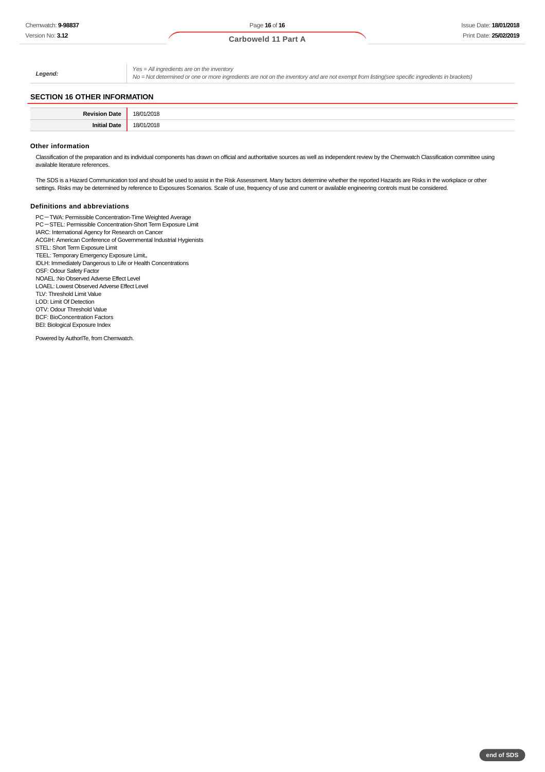| | |
|---|---|
| ***Legend:*** | *Yes = All ingredients are on the inventory*<br>*No = Not determined or one or more ingredients are not on the inventory and are not exempt from listing(see specific ingredients in brackets)* |

## SECTION 16 OTHER INFORMATION

| | |
|---|---|
| **Revision Date** | 18/01/2018 |
| **Initial Date** | 18/01/2018 |

### Other information

Classification of the preparation and its individual components has drawn on official and authoritative sources as well as independent review by the Chemwatch Classification committee using available literature references.

The SDS is a Hazard Communication tool and should be used to assist in the Risk Assessment. Many factors determine whether the reported Hazards are Risks in the workplace or other settings. Risks may be determined by reference to Exposures Scenarios. Scale of use, frequency of use and current or available engineering controls must be considered.

### Definitions and abbreviations

PC－TWA: Permissible Concentration-Time Weighted Average
PC－STEL: Permissible Concentration-Short Term Exposure Limit
IARC: International Agency for Research on Cancer
ACGIH: American Conference of Governmental Industrial Hygienists
STEL: Short Term Exposure Limit
TEEL: Temporary Emergency Exposure Limit。
IDLH: Immediately Dangerous to Life or Health Concentrations
OSF: Odour Safety Factor
NOAEL :No Observed Adverse Effect Level
LOAEL: Lowest Observed Adverse Effect Level
TLV: Threshold Limit Value
LOD: Limit Of Detection
OTV: Odour Threshold Value
BCF: BioConcentration Factors
BEI: Biological Exposure Index

Powered by AuthorITe, from Chemwatch.

end of SDS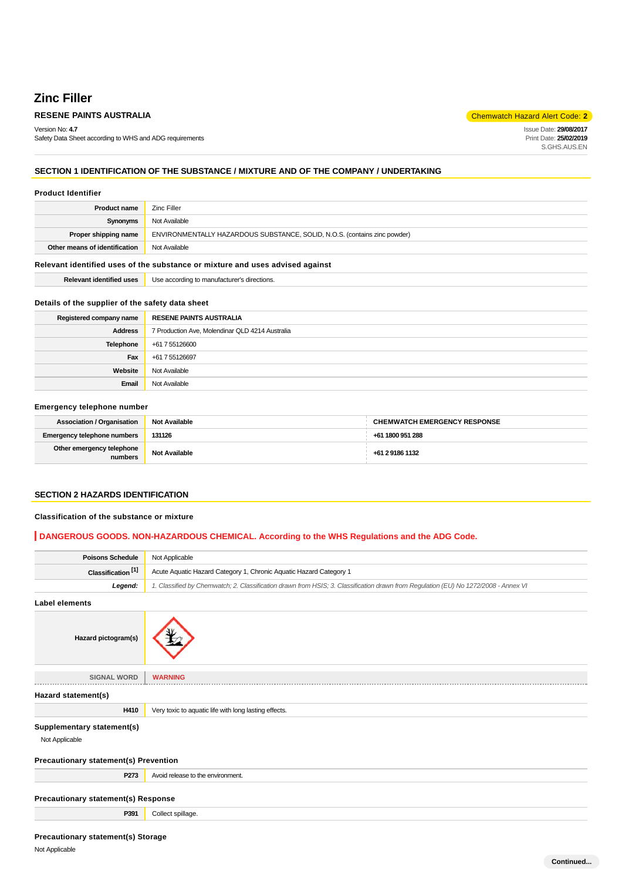# Zinc Filler

**RESENE PAINTS AUSTRALIA**

Chemwatch Hazard Alert Code: **2**

Version No: **4.7**
Safety Data Sheet according to WHS and ADG requirements

Issue Date: **29/08/2017**
Print Date: **25/02/2019**
S.GHS.AUS.EN

## SECTION 1 IDENTIFICATION OF THE SUBSTANCE / MIXTURE AND OF THE COMPANY / UNDERTAKING

### Product Identifier

| | |
|---|---|
| **Product name** | Zinc Filler |
| **Synonyms** | Not Available |
| **Proper shipping name** | ENVIRONMENTALLY HAZARDOUS SUBSTANCE, SOLID, N.O.S. (contains zinc powder) |
| **Other means of identification** | Not Available |

### Relevant identified uses of the substance or mixture and uses advised against

| | |
|---|---|
| **Relevant identified uses** | Use according to manufacturer's directions. |

### Details of the supplier of the safety data sheet

| | |
|---|---|
| **Registered company name** | **RESENE PAINTS AUSTRALIA** |
| **Address** | 7 Production Ave, Molendinar QLD 4214 Australia |
| **Telephone** | +61 7 55126600 |
| **Fax** | +61 7 55126697 |
| **Website** | Not Available |
| **Email** | Not Available |

### Emergency telephone number

| | | |
|---|---|---|
| **Association / Organisation** | **Not Available** | **CHEMWATCH EMERGENCY RESPONSE** |
| **Emergency telephone numbers** | **131126** | **+61 1800 951 288** |
| **Other emergency telephone numbers** | **Not Available** | **+61 2 9186 1132** |

## SECTION 2 HAZARDS IDENTIFICATION

### Classification of the substance or mixture

**DANGEROUS GOODS. NON-HAZARDOUS CHEMICAL. According to the WHS Regulations and the ADG Code.**

| | |
|---|---|
| **Poisons Schedule** | Not Applicable |
| **Classification [1]** | Acute Aquatic Hazard Category 1, Chronic Aquatic Hazard Category 1 |
| ***Legend:*** | *1. Classified by Chemwatch; 2. Classification drawn from HSIS; 3. Classification drawn from Regulation (EU) No 1272/2008 - Annex VI* |

### Label elements

| | |
|---|---|
| **Hazard pictogram(s)** | |
| SIGNAL WORD | **WARNING** |

### Hazard statement(s)

| | |
|---|---|
| **H410** | Very toxic to aquatic life with long lasting effects. |

### Supplementary statement(s)

Not Applicable

### Precautionary statement(s) Prevention

| | |
|---|---|
| **P273** | Avoid release to the environment. |

### Precautionary statement(s) Response

| | |
|---|---|
| **P391** | Collect spillage. |

### Precautionary statement(s) Storage

Not Applicable

Continued...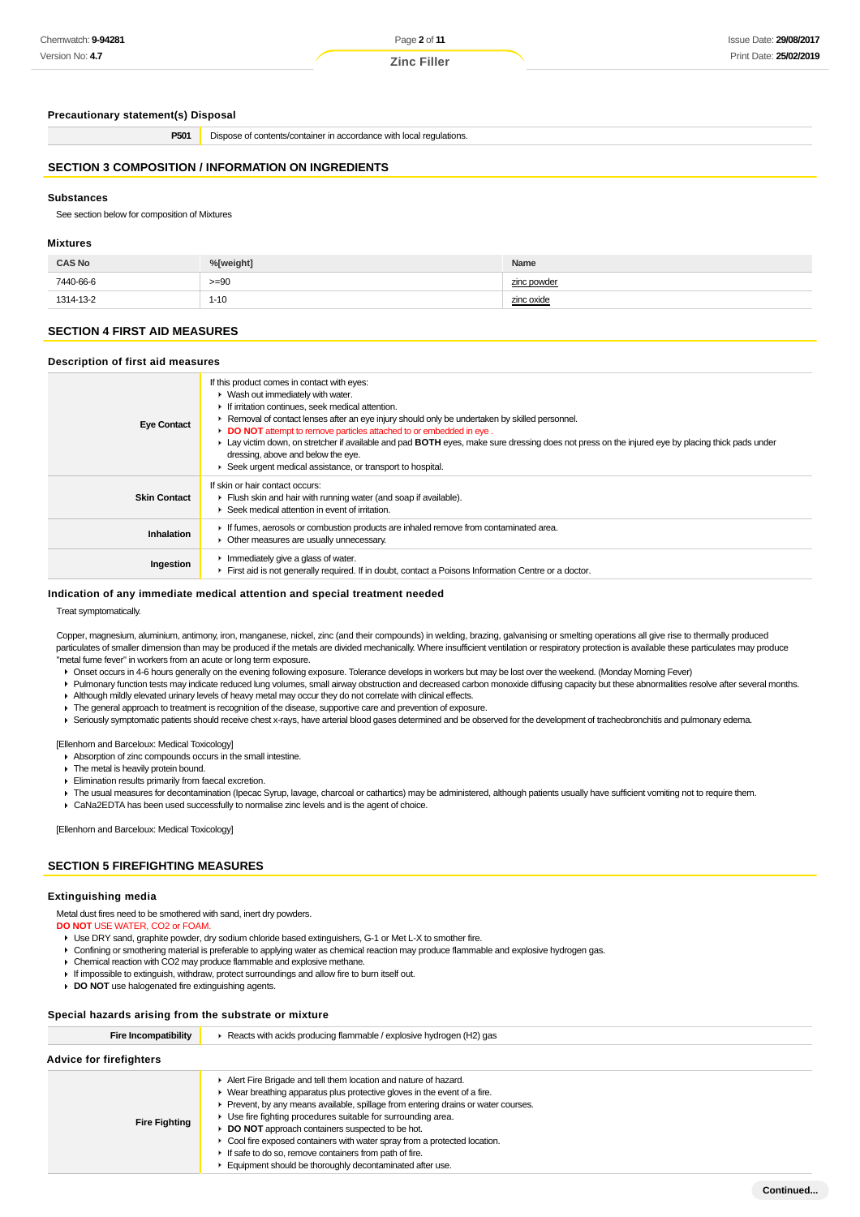### Precautionary statement(s) Disposal

| | |
|---|---|
| P501 | Dispose of contents/container in accordance with local regulations. |

## SECTION 3 COMPOSITION / INFORMATION ON INGREDIENTS

### Substances

See section below for composition of Mixtures

### Mixtures

| CAS No | %[weight] | Name |
|---|---|---|
| 7440-66-6 | >=90 | zinc powder |
| 1314-13-2 | 1-10 | zinc oxide |

## SECTION 4 FIRST AID MEASURES

### Description of first aid measures

| | |
|---|---|
| **Eye Contact** | If this product comes in contact with eyes:<br>▸ Wash out immediately with water.<br>▸ If irritation continues, seek medical attention.<br>▸ Removal of contact lenses after an eye injury should only be undertaken by skilled personnel.<br>▸ **DO NOT** attempt to remove particles attached to or embedded in eye .<br>▸ Lay victim down, on stretcher if available and pad **BOTH** eyes, make sure dressing does not press on the injured eye by placing thick pads under dressing, above and below the eye.<br>▸ Seek urgent medical assistance, or transport to hospital. |
| **Skin Contact** | If skin or hair contact occurs:<br>▸ Flush skin and hair with running water (and soap if available).<br>▸ Seek medical attention in event of irritation. |
| **Inhalation** | ▸ If fumes, aerosols or combustion products are inhaled remove from contaminated area.<br>▸ Other measures are usually unnecessary. |
| **Ingestion** | ▸ Immediately give a glass of water.<br>▸ First aid is not generally required. If in doubt, contact a Poisons Information Centre or a doctor. |

### Indication of any immediate medical attention and special treatment needed

Treat symptomatically.

Copper, magnesium, aluminium, antimony, iron, manganese, nickel, zinc (and their compounds) in welding, brazing, galvanising or smelting operations all give rise to thermally produced particulates of smaller dimension than may be produced if the metals are divided mechanically. Where insufficient ventilation or respiratory protection is available these particulates may produce "metal fume fever" in workers from an acute or long term exposure.

- Onset occurs in 4-6 hours generally on the evening following exposure. Tolerance develops in workers but may be lost over the weekend. (Monday Morning Fever)
- Pulmonary function tests may indicate reduced lung volumes, small airway obstruction and decreased carbon monoxide diffusing capacity but these abnormalities resolve after several months.
- Although mildly elevated urinary levels of heavy metal may occur they do not correlate with clinical effects.
- The general approach to treatment is recognition of the disease, supportive care and prevention of exposure.
- Seriously symptomatic patients should receive chest x-rays, have arterial blood gases determined and be observed for the development of tracheobronchitis and pulmonary edema.

[Ellenhorn and Barceloux: Medical Toxicology]

- Absorption of zinc compounds occurs in the small intestine.
- The metal is heavily protein bound.
- Elimination results primarily from faecal excretion.
- The usual measures for decontamination (Ipecac Syrup, lavage, charcoal or cathartics) may be administered, although patients usually have sufficient vomiting not to require them.
- CaNa2EDTA has been used successfully to normalise zinc levels and is the agent of choice.

[Ellenhorn and Barceloux: Medical Toxicology]

## SECTION 5 FIREFIGHTING MEASURES

### Extinguishing media

Metal dust fires need to be smothered with sand, inert dry powders.

**DO NOT** USE WATER, CO2 or FOAM.

- Use DRY sand, graphite powder, dry sodium chloride based extinguishers, G-1 or Met L-X to smother fire.
- Confining or smothering material is preferable to applying water as chemical reaction may produce flammable and explosive hydrogen gas.
- Chemical reaction with CO2 may produce flammable and explosive methane.
- If impossible to extinguish, withdraw, protect surroundings and allow fire to burn itself out.
- **DO NOT** use halogenated fire extinguishing agents.

### Special hazards arising from the substrate or mixture

| | |
|---|---|
| **Fire Incompatibility** | ▸ Reacts with acids producing flammable / explosive hydrogen (H2) gas |

### Advice for firefighters

| | |
|---|---|
| **Fire Fighting** | ▸ Alert Fire Brigade and tell them location and nature of hazard.<br>▸ Wear breathing apparatus plus protective gloves in the event of a fire.<br>▸ Prevent, by any means available, spillage from entering drains or water courses.<br>▸ Use fire fighting procedures suitable for surrounding area.<br>▸ **DO NOT** approach containers suspected to be hot.<br>▸ Cool fire exposed containers with water spray from a protected location.<br>▸ If safe to do so, remove containers from path of fire.<br>▸ Equipment should be thoroughly decontaminated after use. |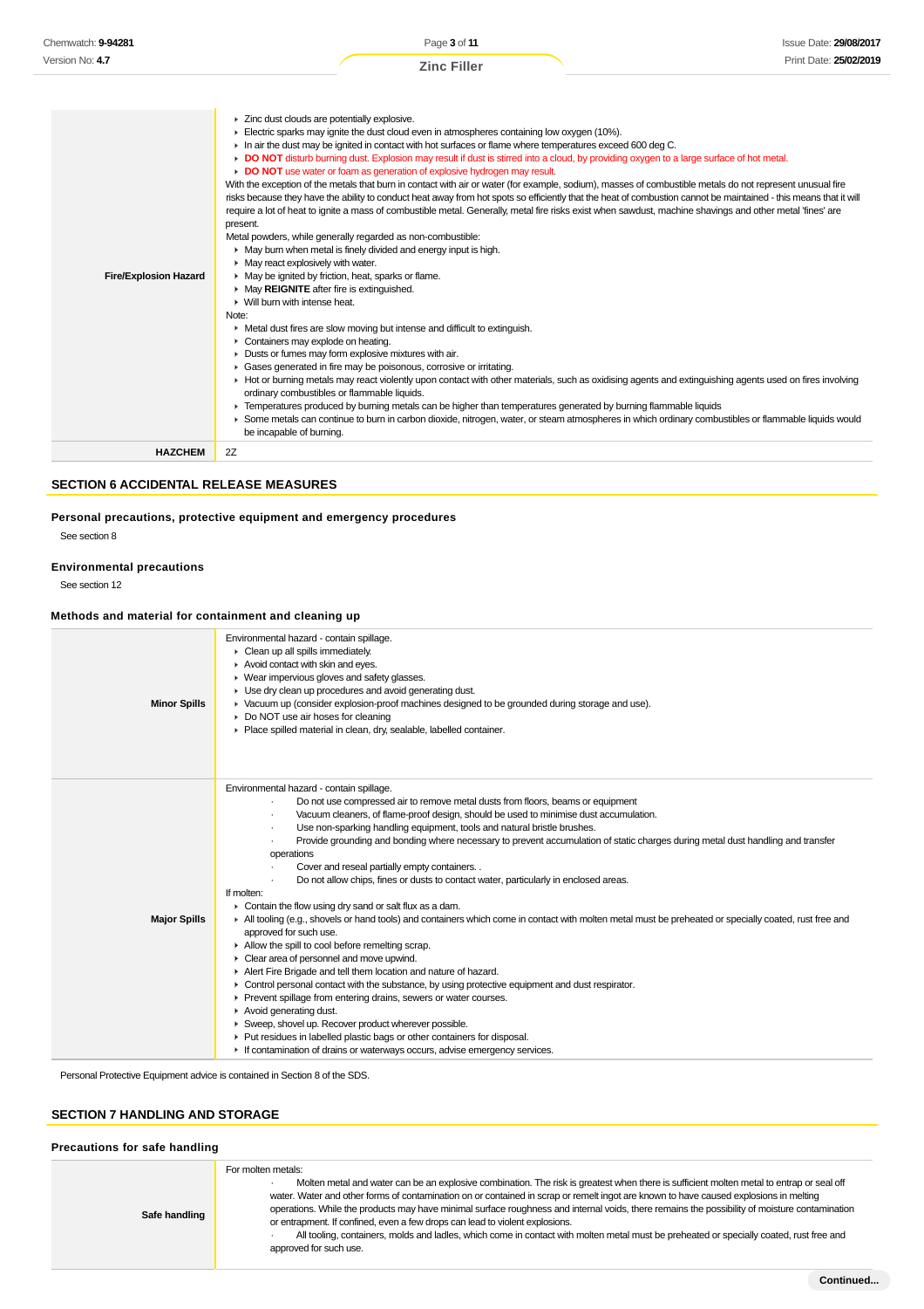| | |
|---|---|
| **Fire/Explosion Hazard** | ▸ Zinc dust clouds are potentially explosive.<br>▸ Electric sparks may ignite the dust cloud even in atmospheres containing low oxygen (10%).<br>▸ In air the dust may be ignited in contact with hot surfaces or flame where temperatures exceed 600 deg C.<br>▸ **DO NOT** disturb burning dust. Explosion may result if dust is stirred into a cloud, by providing oxygen to a large surface of hot metal.<br>▸ **DO NOT** use water or foam as generation of explosive hydrogen may result.<br>With the exception of the metals that burn in contact with air or water (for example, sodium), masses of combustible metals do not represent unusual fire risks because they have the ability to conduct heat away from hot spots so efficiently that the heat of combustion cannot be maintained - this means that it will require a lot of heat to ignite a mass of combustible metal. Generally, metal fire risks exist when sawdust, machine shavings and other metal 'fines' are present.<br>Metal powders, while generally regarded as non-combustible:<br>▸ May burn when metal is finely divided and energy input is high.<br>▸ May react explosively with water.<br>▸ May be ignited by friction, heat, sparks or flame.<br>▸ May **REIGNITE** after fire is extinguished.<br>▸ Will burn with intense heat.<br>Note:<br>▸ Metal dust fires are slow moving but intense and difficult to extinguish.<br>▸ Containers may explode on heating.<br>▸ Dusts or fumes may form explosive mixtures with air.<br>▸ Gases generated in fire may be poisonous, corrosive or irritating.<br>▸ Hot or burning metals may react violently upon contact with other materials, such as oxidising agents and extinguishing agents used on fires involving ordinary combustibles or flammable liquids.<br>▸ Temperatures produced by burning metals can be higher than temperatures generated by burning flammable liquids<br>▸ Some metals can continue to burn in carbon dioxide, nitrogen, water, or steam atmospheres in which ordinary combustibles or flammable liquids would be incapable of burning. |
| **HAZCHEM** | 2Z |

## SECTION 6 ACCIDENTAL RELEASE MEASURES

### Personal precautions, protective equipment and emergency procedures

See section 8

### Environmental precautions

See section 12

### Methods and material for containment and cleaning up

| | |
|---|---|
| **Minor Spills** | Environmental hazard - contain spillage.<br>▸ Clean up all spills immediately.<br>▸ Avoid contact with skin and eyes.<br>▸ Wear impervious gloves and safety glasses.<br>▸ Use dry clean up procedures and avoid generating dust.<br>▸ Vacuum up (consider explosion-proof machines designed to be grounded during storage and use).<br>▸ Do NOT use air hoses for cleaning<br>▸ Place spilled material in clean, dry, sealable, labelled container. |
| **Major Spills** | Environmental hazard - contain spillage.<br>· Do not use compressed air to remove metal dusts from floors, beams or equipment<br>· Vacuum cleaners, of flame-proof design, should be used to minimise dust accumulation.<br>· Use non-sparking handling equipment, tools and natural bristle brushes.<br>· Provide grounding and bonding where necessary to prevent accumulation of static charges during metal dust handling and transfer operations<br>· Cover and reseal partially empty containers. .<br>· Do not allow chips, fines or dusts to contact water, particularly in enclosed areas.<br>If molten:<br>▸ Contain the flow using dry sand or salt flux as a dam.<br>▸ All tooling (e.g., shovels or hand tools) and containers which come in contact with molten metal must be preheated or specially coated, rust free and approved for such use.<br>▸ Allow the spill to cool before remelting scrap.<br>▸ Clear area of personnel and move upwind.<br>▸ Alert Fire Brigade and tell them location and nature of hazard.<br>▸ Control personal contact with the substance, by using protective equipment and dust respirator.<br>▸ Prevent spillage from entering drains, sewers or water courses.<br>▸ Avoid generating dust.<br>▸ Sweep, shovel up. Recover product wherever possible.<br>▸ Put residues in labelled plastic bags or other containers for disposal.<br>▸ If contamination of drains or waterways occurs, advise emergency services. |

Personal Protective Equipment advice is contained in Section 8 of the SDS.

## SECTION 7 HANDLING AND STORAGE

### Precautions for safe handling

| | |
|---|---|
| **Safe handling** | For molten metals:<br>· Molten metal and water can be an explosive combination. The risk is greatest when there is sufficient molten metal to entrap or seal off water. Water and other forms of contamination on or contained in scrap or remelt ingot are known to have caused explosions in melting operations. While the products may have minimal surface roughness and internal voids, there remains the possibility of moisture contamination or entrapment. If confined, even a few drops can lead to violent explosions.<br>· All tooling, containers, molds and ladles, which come in contact with molten metal must be preheated or specially coated, rust free and approved for such use. |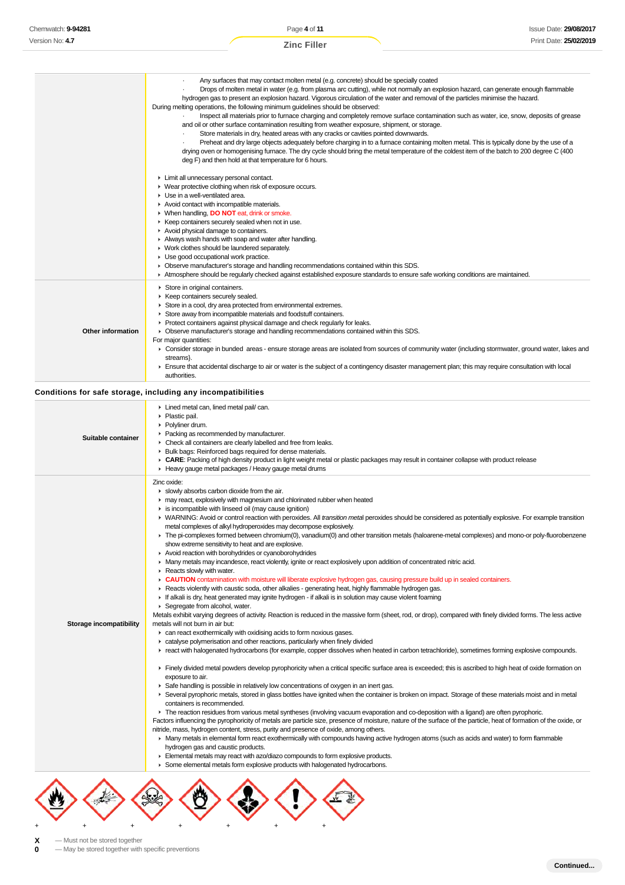| | |
|---|---|
| | · Any surfaces that may contact molten metal (e.g. concrete) should be specially coated<br>· Drops of molten metal in water (e.g. from plasma arc cutting), while not normally an explosion hazard, can generate enough flammable hydrogen gas to present an explosion hazard. Vigorous circulation of the water and removal of the particles minimise the hazard.<br>During melting operations, the following minimum guidelines should be observed:<br>· Inspect all materials prior to furnace charging and completely remove surface contamination such as water, ice, snow, deposits of grease and oil or other surface contamination resulting from weather exposure, shipment, or storage.<br>· Store materials in dry, heated areas with any cracks or cavities pointed downwards.<br>· Preheat and dry large objects adequately before charging in to a furnace containing molten metal. This is typically done by the use of a drying oven or homogenising furnace. The dry cycle should bring the metal temperature of the coldest item of the batch to 200 degree C (400 deg F) and then hold at that temperature for 6 hours.<br><br>▸ Limit all unnecessary personal contact.<br>▸ Wear protective clothing when risk of exposure occurs.<br>▸ Use in a well-ventilated area.<br>▸ Avoid contact with incompatible materials.<br>▸ When handling, **DO NOT** eat, drink or smoke.<br>▸ Keep containers securely sealed when not in use.<br>▸ Avoid physical damage to containers.<br>▸ Always wash hands with soap and water after handling.<br>▸ Work clothes should be laundered separately.<br>▸ Use good occupational work practice.<br>▸ Observe manufacturer's storage and handling recommendations contained within this SDS.<br>▸ Atmosphere should be regularly checked against established exposure standards to ensure safe working conditions are maintained. |
| **Other information** | ▸ Store in original containers.<br>▸ Keep containers securely sealed.<br>▸ Store in a cool, dry area protected from environmental extremes.<br>▸ Store away from incompatible materials and foodstuff containers.<br>▸ Protect containers against physical damage and check regularly for leaks.<br>▸ Observe manufacturer's storage and handling recommendations contained within this SDS.<br>For major quantities:<br>▸ Consider storage in bunded areas - ensure storage areas are isolated from sources of community water (including stormwater, ground water, lakes and streams}.<br>▸ Ensure that accidental discharge to air or water is the subject of a contingency disaster management plan; this may require consultation with local authorities. |

### Conditions for safe storage, including any incompatibilities

| | |
|---|---|
| **Suitable container** | ▸ Lined metal can, lined metal pail/ can.<br>▸ Plastic pail.<br>▸ Polyliner drum.<br>▸ Packing as recommended by manufacturer.<br>▸ Check all containers are clearly labelled and free from leaks.<br>▸ Bulk bags: Reinforced bags required for dense materials.<br>▸ **CARE**: Packing of high density product in light weight metal or plastic packages may result in container collapse with product release<br>▸ Heavy gauge metal packages / Heavy gauge metal drums |
| **Storage incompatibility** | Zinc oxide:<br>▸ slowly absorbs carbon dioxide from the air.<br>▸ may react, explosively with magnesium and chlorinated rubber when heated<br>▸ is incompatible with linseed oil (may cause ignition)<br>▸ WARNING: Avoid or control reaction with peroxides. All *transition metal* peroxides should be considered as potentially explosive. For example transition metal complexes of alkyl hydroperoxides may decompose explosively.<br>▸ The pi-complexes formed between chromium(0), vanadium(0) and other transition metals (haloarene-metal complexes) and mono-or poly-fluorobenzene show extreme sensitivity to heat and are explosive.<br>▸ Avoid reaction with borohydrides or cyanoborohydrides<br>▸ Many metals may incandesce, react violently, ignite or react explosively upon addition of concentrated nitric acid.<br>▸ Reacts slowly with water.<br>▸ **CAUTION** contamination with moisture will liberate explosive hydrogen gas, causing pressure build up in sealed containers.<br>▸ Reacts violently with caustic soda, other alkalies - generating heat, highly flammable hydrogen gas.<br>▸ If alkali is dry, heat generated may ignite hydrogen - if alkali is in solution may cause violent foaming<br>▸ Segregate from alcohol, water.<br>Metals exhibit varying degrees of activity. Reaction is reduced in the massive form (sheet, rod, or drop), compared with finely divided forms. The less active metals will not burn in air but:<br>▸ can react exothermically with oxidising acids to form noxious gases.<br>▸ catalyse polymerisation and other reactions, particularly when finely divided<br>▸ react with halogenated hydrocarbons (for example, copper dissolves when heated in carbon tetrachloride), sometimes forming explosive compounds.<br><br>▸ Finely divided metal powders develop pyrophoricity when a critical specific surface area is exceeded; this is ascribed to high heat of oxide formation on exposure to air.<br>▸ Safe handling is possible in relatively low concentrations of oxygen in an inert gas.<br>▸ Several pyrophoric metals, stored in glass bottles have ignited when the container is broken on impact. Storage of these materials moist and in metal containers is recommended.<br>▸ The reaction residues from various metal syntheses (involving vacuum evaporation and co-deposition with a ligand) are often pyrophoric.<br>Factors influencing the pyrophoricity of metals are particle size, presence of moisture, nature of the surface of the particle, heat of formation of the oxide, or nitride, mass, hydrogen content, stress, purity and presence of oxide, among others.<br>▸ Many metals in elemental form react exothermically with compounds having active hydrogen atoms (such as acids and water) to form flammable hydrogen gas and caustic products.<br>▸ Elemental metals may react with azo/diazo compounds to form explosive products.<br>▸ Some elemental metals form explosive products with halogenated hydrocarbons. |

\+ \+ \+ \+ \+ \+ \+

**X** — Must not be stored together
**0** — May be stored together with specific preventions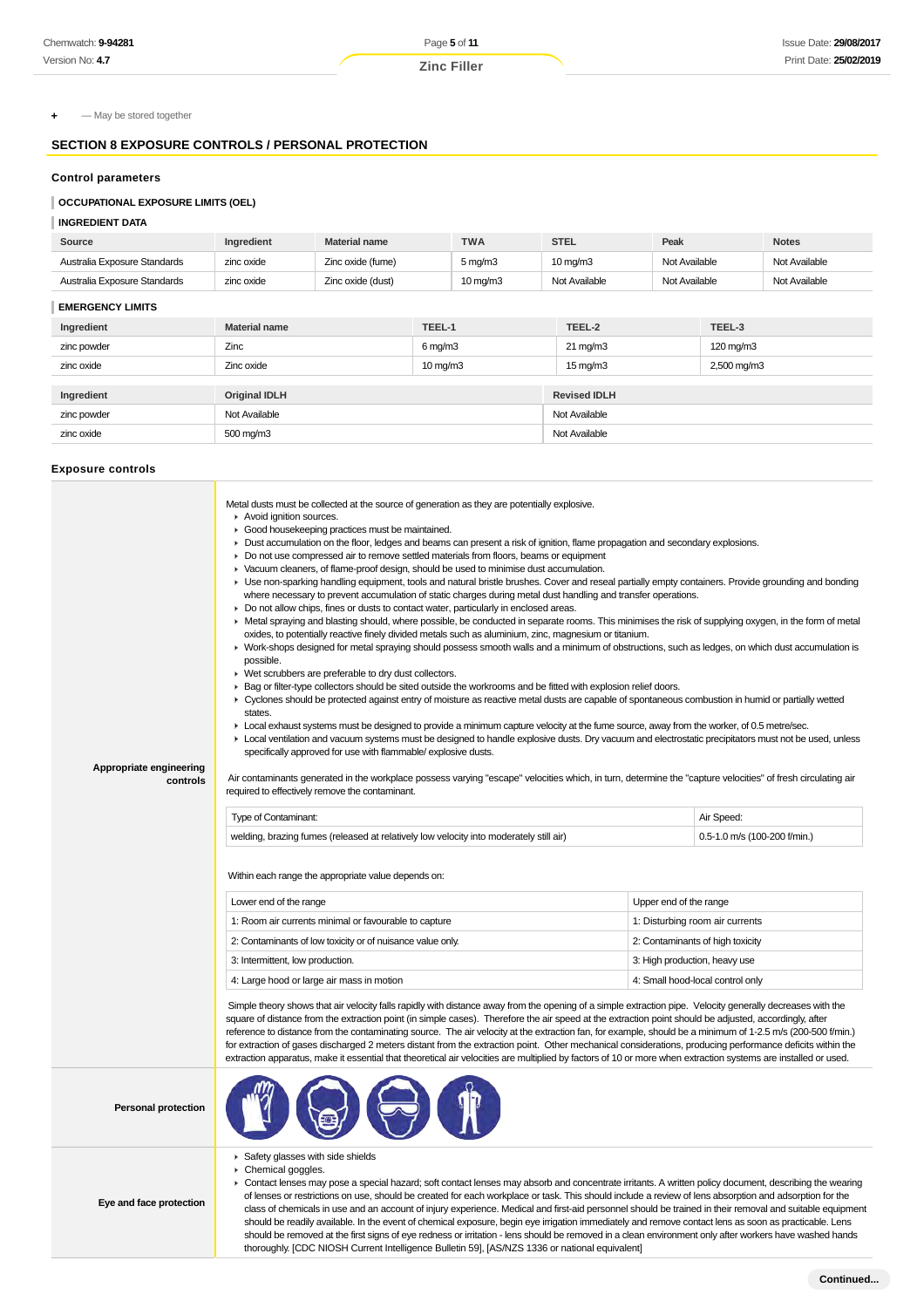**+** — May be stored together

## SECTION 8 EXPOSURE CONTROLS / PERSONAL PROTECTION

### Control parameters

#### OCCUPATIONAL EXPOSURE LIMITS (OEL)

#### INGREDIENT DATA

| Source | Ingredient | Material name | TWA | STEL | Peak | Notes |
|---|---|---|---|---|---|---|
| Australia Exposure Standards | zinc oxide | Zinc oxide (fume) | 5 mg/m3 | 10 mg/m3 | Not Available | Not Available |
| Australia Exposure Standards | zinc oxide | Zinc oxide (dust) | 10 mg/m3 | Not Available | Not Available | Not Available |

#### EMERGENCY LIMITS

| Ingredient | Material name | TEEL-1 | TEEL-2 | TEEL-3 |
|---|---|---|---|---|
| zinc powder | Zinc | 6 mg/m3 | 21 mg/m3 | 120 mg/m3 |
| zinc oxide | Zinc oxide | 10 mg/m3 | 15 mg/m3 | 2,500 mg/m3 |

| Ingredient | Original IDLH | Revised IDLH |
|---|---|---|
| zinc powder | Not Available | Not Available |
| zinc oxide | 500 mg/m3 | Not Available |

### Exposure controls

**Appropriate engineering controls**

Metal dusts must be collected at the source of generation as they are potentially explosive.

- Avoid ignition sources.
- Good housekeeping practices must be maintained.
- Dust accumulation on the floor, ledges and beams can present a risk of ignition, flame propagation and secondary explosions.
- Do not use compressed air to remove settled materials from floors, beams or equipment
- Vacuum cleaners, of flame-proof design, should be used to minimise dust accumulation.
- Use non-sparking handling equipment, tools and natural bristle brushes. Cover and reseal partially empty containers. Provide grounding and bonding where necessary to prevent accumulation of static charges during metal dust handling and transfer operations.
- Do not allow chips, fines or dusts to contact water, particularly in enclosed areas.
- Metal spraying and blasting should, where possible, be conducted in separate rooms. This minimises the risk of supplying oxygen, in the form of metal oxides, to potentially reactive finely divided metals such as aluminium, zinc, magnesium or titanium.
- Work-shops designed for metal spraying should possess smooth walls and a minimum of obstructions, such as ledges, on which dust accumulation is possible.
- Wet scrubbers are preferable to dry dust collectors.
- Bag or filter-type collectors should be sited outside the workrooms and be fitted with explosion relief doors.
- Cyclones should be protected against entry of moisture as reactive metal dusts are capable of spontaneous combustion in humid or partially wetted states.
- Local exhaust systems must be designed to provide a minimum capture velocity at the fume source, away from the worker, of 0.5 metre/sec.
- Local ventilation and vacuum systems must be designed to handle explosive dusts. Dry vacuum and electrostatic precipitators must not be used, unless specifically approved for use with flammable/ explosive dusts.

Air contaminants generated in the workplace possess varying "escape" velocities which, in turn, determine the "capture velocities" of fresh circulating air required to effectively remove the contaminant.

| Type of Contaminant: | Air Speed: |
|---|---|
| welding, brazing fumes (released at relatively low velocity into moderately still air) | 0.5-1.0 m/s (100-200 f/min.) |

Within each range the appropriate value depends on:

| Lower end of the range | Upper end of the range |
|---|---|
| 1: Room air currents minimal or favourable to capture | 1: Disturbing room air currents |
| 2: Contaminants of low toxicity or of nuisance value only. | 2: Contaminants of high toxicity |
| 3: Intermittent, low production. | 3: High production, heavy use |
| 4: Large hood or large air mass in motion | 4: Small hood-local control only |

Simple theory shows that air velocity falls rapidly with distance away from the opening of a simple extraction pipe. Velocity generally decreases with the square of distance from the extraction point (in simple cases). Therefore the air speed at the extraction point should be adjusted, accordingly, after reference to distance from the contaminating source. The air velocity at the extraction fan, for example, should be a minimum of 1-2.5 m/s (200-500 f/min.) for extraction of gases discharged 2 meters distant from the extraction point. Other mechanical considerations, producing performance deficits within the extraction apparatus, make it essential that theoretical air velocities are multiplied by factors of 10 or more when extraction systems are installed or used.

**Personal protection**

**Eye and face protection**

- Safety glasses with side shields
- Chemical goggles.
- Contact lenses may pose a special hazard; soft contact lenses may absorb and concentrate irritants. A written policy document, describing the wearing of lenses or restrictions on use, should be created for each workplace or task. This should include a review of lens absorption and adsorption for the class of chemicals in use and an account of injury experience. Medical and first-aid personnel should be trained in their removal and suitable equipment should be readily available. In the event of chemical exposure, begin eye irrigation immediately and remove contact lens as soon as practicable. Lens should be removed at the first signs of eye redness or irritation - lens should be removed in a clean environment only after workers have washed hands thoroughly. [CDC NIOSH Current Intelligence Bulletin 59], [AS/NZS 1336 or national equivalent]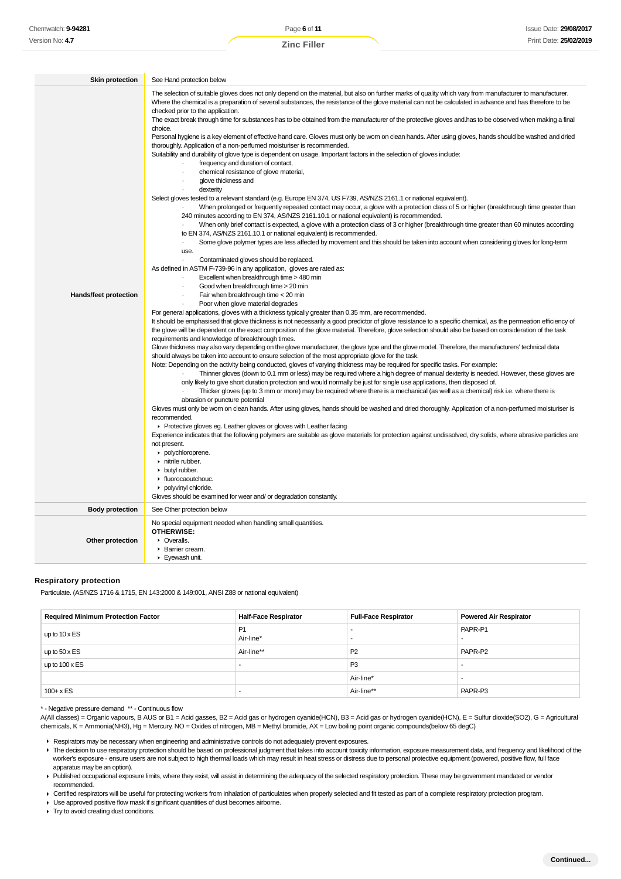| | |
|---|---|
| **Skin protection** | See Hand protection below |
| **Hands/feet protection** | The selection of suitable gloves does not only depend on the material, but also on further marks of quality which vary from manufacturer to manufacturer. Where the chemical is a preparation of several substances, the resistance of the glove material can not be calculated in advance and has therefore to be checked prior to the application.<br>The exact break through time for substances has to be obtained from the manufacturer of the protective gloves and.has to be observed when making a final choice.<br>Personal hygiene is a key element of effective hand care. Gloves must only be worn on clean hands. After using gloves, hands should be washed and dried thoroughly. Application of a non-perfumed moisturiser is recommended.<br>Suitability and durability of glove type is dependent on usage. Important factors in the selection of gloves include:<br>· frequency and duration of contact,<br>· chemical resistance of glove material,<br>· glove thickness and<br>· dexterity<br>Select gloves tested to a relevant standard (e.g. Europe EN 374, US F739, AS/NZS 2161.1 or national equivalent).<br>· When prolonged or frequently repeated contact may occur, a glove with a protection class of 5 or higher (breakthrough time greater than 240 minutes according to EN 374, AS/NZS 2161.10.1 or national equivalent) is recommended.<br>· When only brief contact is expected, a glove with a protection class of 3 or higher (breakthrough time greater than 60 minutes according to EN 374, AS/NZS 2161.10.1 or national equivalent) is recommended.<br>· Some glove polymer types are less affected by movement and this should be taken into account when considering gloves for long-term use.<br>· Contaminated gloves should be replaced.<br>As defined in ASTM F-739-96 in any application, gloves are rated as:<br>· Excellent when breakthrough time > 480 min<br>· Good when breakthrough time > 20 min<br>· Fair when breakthrough time < 20 min<br>· Poor when glove material degrades<br>For general applications, gloves with a thickness typically greater than 0.35 mm, are recommended.<br>It should be emphasised that glove thickness is not necessarily a good predictor of glove resistance to a specific chemical, as the permeation efficiency of the glove will be dependent on the exact composition of the glove material. Therefore, glove selection should also be based on consideration of the task requirements and knowledge of breakthrough times.<br>Glove thickness may also vary depending on the glove manufacturer, the glove type and the glove model. Therefore, the manufacturers' technical data should always be taken into account to ensure selection of the most appropriate glove for the task.<br>Note: Depending on the activity being conducted, gloves of varying thickness may be required for specific tasks. For example:<br>· Thinner gloves (down to 0.1 mm or less) may be required where a high degree of manual dexterity is needed. However, these gloves are only likely to give short duration protection and would normally be just for single use applications, then disposed of.<br>· Thicker gloves (up to 3 mm or more) may be required where there is a mechanical (as well as a chemical) risk i.e. where there is abrasion or puncture potential<br>Gloves must only be worn on clean hands. After using gloves, hands should be washed and dried thoroughly. Application of a non-perfumed moisturiser is recommended.<br>▸ Protective gloves eg. Leather gloves or gloves with Leather facing<br>Experience indicates that the following polymers are suitable as glove materials for protection against undissolved, dry solids, where abrasive particles are not present.<br>▸ polychloroprene.<br>▸ nitrile rubber.<br>▸ butyl rubber.<br>▸ fluorocaoutchouc.<br>▸ polyvinyl chloride.<br>Gloves should be examined for wear and/ or degradation constantly. |
| **Body protection** | See Other protection below |
| **Other protection** | No special equipment needed when handling small quantities.<br>**OTHERWISE:**<br>▸ Overalls.<br>▸ Barrier cream.<br>▸ Eyewash unit. |

### Respiratory protection

Particulate. (AS/NZS 1716 & 1715, EN 143:2000 & 149:001, ANSI Z88 or national equivalent)

| Required Minimum Protection Factor | Half-Face Respirator | Full-Face Respirator | Powered Air Respirator |
|---|---|---|---|
| up to 10 x ES | P1<br>Air-line* | -<br>- | PAPR-P1<br>- |
| up to 50 x ES | Air-line** | P2 | PAPR-P2 |
| up to 100 x ES | - | P3 | - |
| | | Air-line* | - |
| 100+ x ES | - | Air-line** | PAPR-P3 |

\* - Negative pressure demand ** - Continuous flow

A(All classes) = Organic vapours, B AUS or B1 = Acid gasses, B2 = Acid gas or hydrogen cyanide(HCN), B3 = Acid gas or hydrogen cyanide(HCN), E = Sulfur dioxide(SO2), G = Agricultural chemicals, K = Ammonia(NH3), Hg = Mercury, NO = Oxides of nitrogen, MB = Methyl bromide, AX = Low boiling point organic compounds(below 65 degC)

- Respirators may be necessary when engineering and administrative controls do not adequately prevent exposures.
- The decision to use respiratory protection should be based on professional judgment that takes into account toxicity information, exposure measurement data, and frequency and likelihood of the worker's exposure - ensure users are not subject to high thermal loads which may result in heat stress or distress due to personal protective equipment (powered, positive flow, full face apparatus may be an option).
- Published occupational exposure limits, where they exist, will assist in determining the adequacy of the selected respiratory protection. These may be government mandated or vendor recommended.
- Certified respirators will be useful for protecting workers from inhalation of particulates when properly selected and fit tested as part of a complete respiratory protection program.
- Use approved positive flow mask if significant quantities of dust becomes airborne.
- Try to avoid creating dust conditions.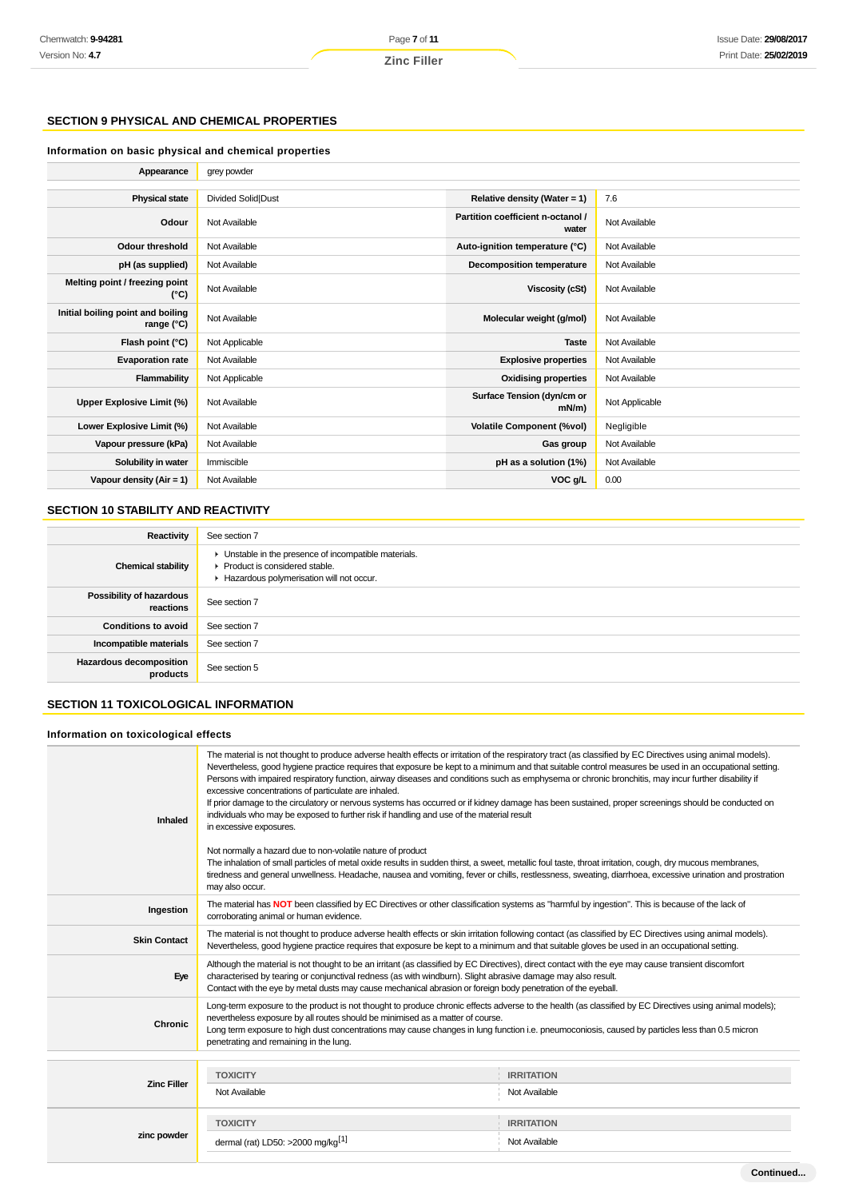## SECTION 9 PHYSICAL AND CHEMICAL PROPERTIES

### Information on basic physical and chemical properties

| | | | |
|---|---|---|---|
| **Appearance** | grey powder | | |
| **Physical state** | Divided Solid\|Dust | **Relative density (Water = 1)** | 7.6 |
| **Odour** | Not Available | **Partition coefficient n-octanol / water** | Not Available |
| **Odour threshold** | Not Available | **Auto-ignition temperature (°C)** | Not Available |
| **pH (as supplied)** | Not Available | **Decomposition temperature** | Not Available |
| **Melting point / freezing point (°C)** | Not Available | **Viscosity (cSt)** | Not Available |
| **Initial boiling point and boiling range (°C)** | Not Available | **Molecular weight (g/mol)** | Not Available |
| **Flash point (°C)** | Not Applicable | **Taste** | Not Available |
| **Evaporation rate** | Not Available | **Explosive properties** | Not Available |
| **Flammability** | Not Applicable | **Oxidising properties** | Not Available |
| **Upper Explosive Limit (%)** | Not Available | **Surface Tension (dyn/cm or mN/m)** | Not Applicable |
| **Lower Explosive Limit (%)** | Not Available | **Volatile Component (%vol)** | Negligible |
| **Vapour pressure (kPa)** | Not Available | **Gas group** | Not Available |
| **Solubility in water** | Immiscible | **pH as a solution (1%)** | Not Available |
| **Vapour density (Air = 1)** | Not Available | **VOC g/L** | 0.00 |

## SECTION 10 STABILITY AND REACTIVITY

| | |
|---|---|
| **Reactivity** | See section 7 |
| **Chemical stability** | ▸ Unstable in the presence of incompatible materials.<br>▸ Product is considered stable.<br>▸ Hazardous polymerisation will not occur. |
| **Possibility of hazardous reactions** | See section 7 |
| **Conditions to avoid** | See section 7 |
| **Incompatible materials** | See section 7 |
| **Hazardous decomposition products** | See section 5 |

## SECTION 11 TOXICOLOGICAL INFORMATION

### Information on toxicological effects

| | |
|---|---|
| **Inhaled** | The material is not thought to produce adverse health effects or irritation of the respiratory tract (as classified by EC Directives using animal models). Nevertheless, good hygiene practice requires that exposure be kept to a minimum and that suitable control measures be used in an occupational setting.<br>Persons with impaired respiratory function, airway diseases and conditions such as emphysema or chronic bronchitis, may incur further disability if excessive concentrations of particulate are inhaled.<br>If prior damage to the circulatory or nervous systems has occurred or if kidney damage has been sustained, proper screenings should be conducted on individuals who may be exposed to further risk if handling and use of the material result in excessive exposures.<br><br>Not normally a hazard due to non-volatile nature of product<br>The inhalation of small particles of metal oxide results in sudden thirst, a sweet, metallic foul taste, throat irritation, cough, dry mucous membranes, tiredness and general unwellness. Headache, nausea and vomiting, fever or chills, restlessness, sweating, diarrhoea, excessive urination and prostration may also occur. |
| **Ingestion** | The material has **NOT** been classified by EC Directives or other classification systems as "harmful by ingestion". This is because of the lack of corroborating animal or human evidence. |
| **Skin Contact** | The material is not thought to produce adverse health effects or skin irritation following contact (as classified by EC Directives using animal models). Nevertheless, good hygiene practice requires that exposure be kept to a minimum and that suitable gloves be used in an occupational setting. |
| **Eye** | Although the material is not thought to be an irritant (as classified by EC Directives), direct contact with the eye may cause transient discomfort characterised by tearing or conjunctival redness (as with windburn). Slight abrasive damage may also result.<br>Contact with the eye by metal dusts may cause mechanical abrasion or foreign body penetration of the eyeball. |
| **Chronic** | Long-term exposure to the product is not thought to produce chronic effects adverse to the health (as classified by EC Directives using animal models); nevertheless exposure by all routes should be minimised as a matter of course.<br>Long term exposure to high dust concentrations may cause changes in lung function i.e. pneumoconiosis, caused by particles less than 0.5 micron penetrating and remaining in the lung. |

| | TOXICITY | IRRITATION |
|---|---|---|
| **Zinc Filler** | Not Available | Not Available |
| **zinc powder** | dermal (rat) LD50: >2000 mg/kg[1] | Not Available |

Continued...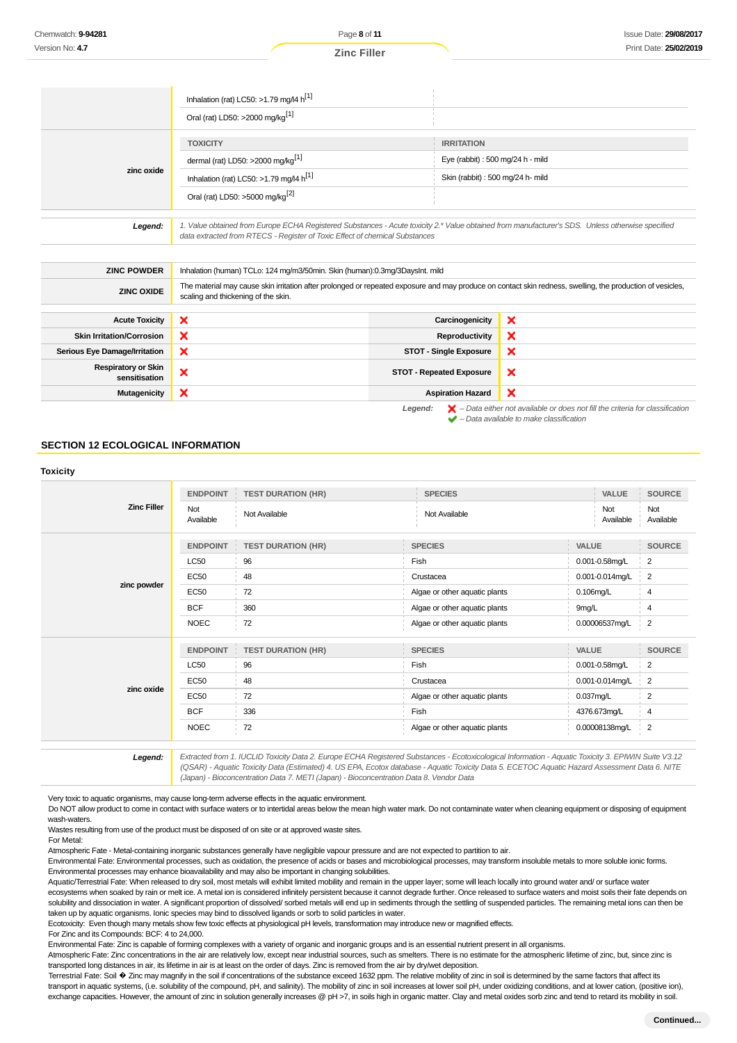| | | |
|---|---|---|
| | Inhalation (rat) LC50: >1.79 mg/l4 h[1] | |
| | Oral (rat) LD50: >2000 mg/kg[1] | |
| zinc oxide | **TOXICITY** | **IRRITATION** |
| | dermal (rat) LD50: >2000 mg/kg[1] | Eye (rabbit) : 500 mg/24 h - mild |
| | Inhalation (rat) LC50: >1.79 mg/l4 h[1] | Skin (rabbit) : 500 mg/24 h- mild |
| | Oral (rat) LD50: >5000 mg/kg[2] | |

| | |
|---|---|
| ***Legend:*** | *1. Value obtained from Europe ECHA Registered Substances - Acute toxicity 2.\* Value obtained from manufacturer's SDS. Unless otherwise specified data extracted from RTECS - Register of Toxic Effect of chemical Substances* |

| | |
|---|---|
| **ZINC POWDER** | Inhalation (human) TCLo: 124 mg/m3/50min. Skin (human):0.3mg/3DaysInt. mild |
| **ZINC OXIDE** | The material may cause skin irritation after prolonged or repeated exposure and may produce on contact skin redness, swelling, the production of vesicles, scaling and thickening of the skin. |

| | | | |
|---|---|---|---|
| **Acute Toxicity** | ❌ | **Carcinogenicity** | ❌ |
| **Skin Irritation/Corrosion** | ❌ | **Reproductivity** | ❌ |
| **Serious Eye Damage/Irritation** | ❌ | **STOT - Single Exposure** | ❌ |
| **Respiratory or Skin sensitisation** | ❌ | **STOT - Repeated Exposure** | ❌ |
| **Mutagenicity** | ❌ | **Aspiration Hazard** | ❌ |

***Legend:*** ❌ *– Data either not available or does not fill the criteria for classification*
✔ *– Data available to make classification*

## SECTION 12 ECOLOGICAL INFORMATION

### Toxicity

| | ENDPOINT | TEST DURATION (HR) | SPECIES | VALUE | SOURCE |
|---|---|---|---|---|---|
| **Zinc Filler** | Not Available | Not Available | Not Available | Not Available | Not Available |
| **zinc powder** | **ENDPOINT** | **TEST DURATION (HR)** | **SPECIES** | **VALUE** | **SOURCE** |
| | LC50 | 96 | Fish | 0.001-0.58mg/L | 2 |
| | EC50 | 48 | Crustacea | 0.001-0.014mg/L | 2 |
| | EC50 | 72 | Algae or other aquatic plants | 0.106mg/L | 4 |
| | BCF | 360 | Algae or other aquatic plants | 9mg/L | 4 |
| | NOEC | 72 | Algae or other aquatic plants | 0.00006537mg/L | 2 |
| **zinc oxide** | **ENDPOINT** | **TEST DURATION (HR)** | **SPECIES** | **VALUE** | **SOURCE** |
| | LC50 | 96 | Fish | 0.001-0.58mg/L | 2 |
| | EC50 | 48 | Crustacea | 0.001-0.014mg/L | 2 |
| | EC50 | 72 | Algae or other aquatic plants | 0.037mg/L | 2 |
| | BCF | 336 | Fish | 4376.673mg/L | 4 |
| | NOEC | 72 | Algae or other aquatic plants | 0.00008138mg/L | 2 |

| | |
|---|---|
| ***Legend:*** | *Extracted from 1. IUCLID Toxicity Data 2. Europe ECHA Registered Substances - Ecotoxicological Information - Aquatic Toxicity 3. EPIWIN Suite V3.12 (QSAR) - Aquatic Toxicity Data (Estimated) 4. US EPA, Ecotox database - Aquatic Toxicity Data 5. ECETOC Aquatic Hazard Assessment Data 6. NITE (Japan) - Bioconcentration Data 7. METI (Japan) - Bioconcentration Data 8. Vendor Data* |

Very toxic to aquatic organisms, may cause long-term adverse effects in the aquatic environment.
Do NOT allow product to come in contact with surface waters or to intertidal areas below the mean high water mark. Do not contaminate water when cleaning equipment or disposing of equipment wash-waters.
Wastes resulting from use of the product must be disposed of on site or at approved waste sites.
For Metal:
Atmospheric Fate - Metal-containing inorganic substances generally have negligible vapour pressure and are not expected to partition to air.
Environmental Fate: Environmental processes, such as oxidation, the presence of acids or bases and microbiological processes, may transform insoluble metals to more soluble ionic forms. Environmental processes may enhance bioavailability and may also be important in changing solubilities.
Aquatic/Terrestrial Fate: When released to dry soil, most metals will exhibit limited mobility and remain in the upper layer; some will leach locally into ground water and/ or surface water ecosystems when soaked by rain or melt ice. A metal ion is considered infinitely persistent because it cannot degrade further. Once released to surface waters and moist soils their fate depends on solubility and dissociation in water. A significant proportion of dissolved/ sorbed metals will end up in sediments through the settling of suspended particles. The remaining metal ions can then be taken up by aquatic organisms. Ionic species may bind to dissolved ligands or sorb to solid particles in water.
Ecotoxicity: Even though many metals show few toxic effects at physiological pH levels, transformation may introduce new or magnified effects.
For Zinc and its Compounds: BCF: 4 to 24,000.
Environmental Fate: Zinc is capable of forming complexes with a variety of organic and inorganic groups and is an essential nutrient present in all organisms.
Atmospheric Fate: Zinc concentrations in the air are relatively low, except near industrial sources, such as smelters. There is no estimate for the atmospheric lifetime of zinc, but, since zinc is transported long distances in air, its lifetime in air is at least on the order of days. Zinc is removed from the air by dry/wet deposition.
Terrestrial Fate: Soil � Zinc may magnify in the soil if concentrations of the substance exceed 1632 ppm. The relative mobility of zinc in soil is determined by the same factors that affect its transport in aquatic systems, (i.e. solubility of the compound, pH, and salinity). The mobility of zinc in soil increases at lower soil pH, under oxidizing conditions, and at lower cation, (positive ion), exchange capacities. However, the amount of zinc in solution generally increases @ pH >7, in soils high in organic matter. Clay and metal oxides sorb zinc and tend to retard its mobility in soil.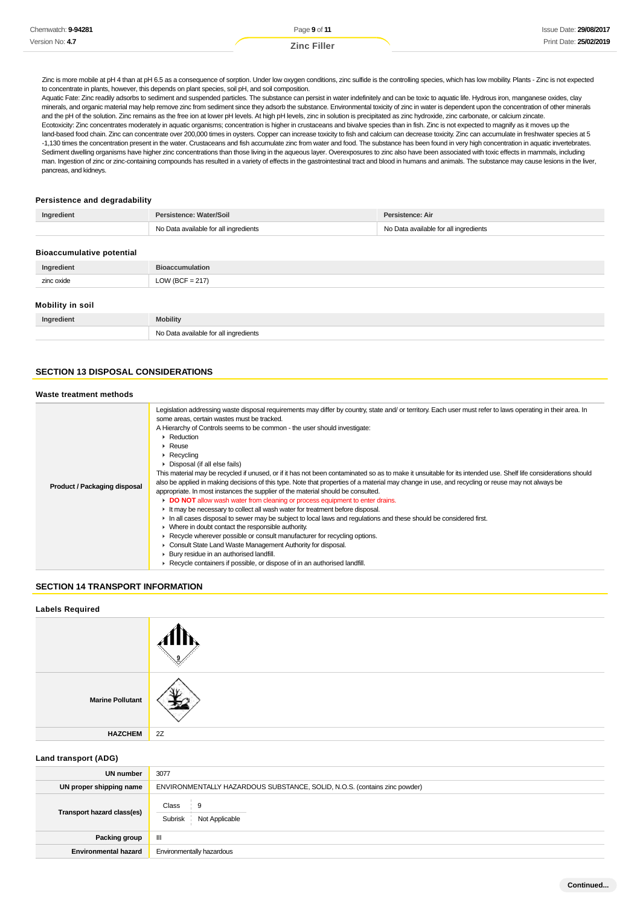Zinc is more mobile at pH 4 than at pH 6.5 as a consequence of sorption. Under low oxygen conditions, zinc sulfide is the controlling species, which has low mobility. Plants - Zinc is not expected to concentrate in plants, however, this depends on plant species, soil pH, and soil composition.
Aquatic Fate: Zinc readily adsorbs to sediment and suspended particles. The substance can persist in water indefinitely and can be toxic to aquatic life. Hydrous iron, manganese oxides, clay minerals, and organic material may help remove zinc from sediment since they adsorb the substance. Environmental toxicity of zinc in water is dependent upon the concentration of other minerals and the pH of the solution. Zinc remains as the free ion at lower pH levels. At high pH levels, zinc in solution is precipitated as zinc hydroxide, zinc carbonate, or calcium zincate.
Ecotoxicity: Zinc concentrates moderately in aquatic organisms; concentration is higher in crustaceans and bivalve species than in fish. Zinc is not expected to magnify as it moves up the land-based food chain. Zinc can concentrate over 200,000 times in oysters. Copper can increase toxicity to fish and calcium can decrease toxicity. Zinc can accumulate in freshwater species at 5 -1,130 times the concentration present in the water. Crustaceans and fish accumulate zinc from water and food. The substance has been found in very high concentration in aquatic invertebrates. Sediment dwelling organisms have higher zinc concentrations than those living in the aqueous layer. Overexposures to zinc also have been associated with toxic effects in mammals, including man. Ingestion of zinc or zinc-containing compounds has resulted in a variety of effects in the gastrointestinal tract and blood in humans and animals. The substance may cause lesions in the liver, pancreas, and kidneys.

### Persistence and degradability

| Ingredient | Persistence: Water/Soil | Persistence: Air |
|---|---|---|
| | No Data available for all ingredients | No Data available for all ingredients |

### Bioaccumulative potential

| Ingredient | Bioaccumulation |
|---|---|
| zinc oxide | LOW (BCF = 217) |

### Mobility in soil

| Ingredient | Mobility |
|---|---|
| | No Data available for all ingredients |

## SECTION 13 DISPOSAL CONSIDERATIONS

### Waste treatment methods

**Product / Packaging disposal**

Legislation addressing waste disposal requirements may differ by country, state and/ or territory. Each user must refer to laws operating in their area. In some areas, certain wastes must be tracked.
A Hierarchy of Controls seems to be common - the user should investigate:

- Reduction
- Reuse
- Recycling
- Disposal (if all else fails)

This material may be recycled if unused, or if it has not been contaminated so as to make it unsuitable for its intended use. Shelf life considerations should also be applied in making decisions of this type. Note that properties of a material may change in use, and recycling or reuse may not always be appropriate. In most instances the supplier of the material should be consulted.

- **DO NOT** allow wash water from cleaning or process equipment to enter drains.
- It may be necessary to collect all wash water for treatment before disposal.
- In all cases disposal to sewer may be subject to local laws and regulations and these should be considered first.
- Where in doubt contact the responsible authority.
- Recycle wherever possible or consult manufacturer for recycling options.
- Consult State Land Waste Management Authority for disposal.
- Bury residue in an authorised landfill.
- Recycle containers if possible, or dispose of in an authorised landfill.

## SECTION 14 TRANSPORT INFORMATION

### Labels Required

| | |
|---|---|
| | 9 |
| **Marine Pollutant** | |
| **HAZCHEM** | 2Z |

### Land transport (ADG)

| | |
|---|---|
| **UN number** | 3077 |
| **UN proper shipping name** | ENVIRONMENTALLY HAZARDOUS SUBSTANCE, SOLID, N.O.S. (contains zinc powder) |
| **Transport hazard class(es)** | Class: 9<br>Subrisk: Not Applicable |
| **Packing group** | III |
| **Environmental hazard** | Environmentally hazardous |

Continued...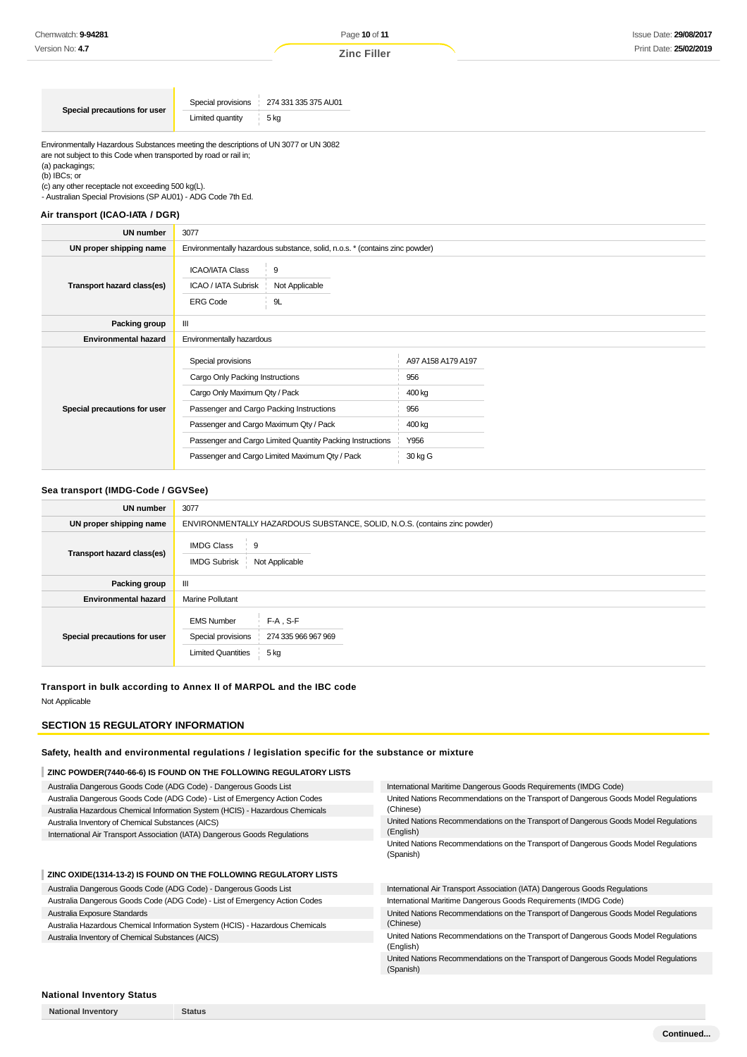| | | |
|---|---|---|
| **Special precautions for user** | Special provisions | 274 331 335 375 AU01 |
| | Limited quantity | 5 kg |

Environmentally Hazardous Substances meeting the descriptions of UN 3077 or UN 3082 are not subject to this Code when transported by road or rail in;
(a) packagings;
(b) IBCs; or
(c) any other receptacle not exceeding 500 kg(L).
- Australian Special Provisions (SP AU01) - ADG Code 7th Ed.

### Air transport (ICAO-IATA / DGR)

| | |
|---|---|
| **UN number** | 3077 |
| **UN proper shipping name** | Environmentally hazardous substance, solid, n.o.s. * (contains zinc powder) |
| **Transport hazard class(es)** | ICAO/IATA Class: 9<br>ICAO / IATA Subrisk: Not Applicable<br>ERG Code: 9L |
| **Packing group** | III |
| **Environmental hazard** | Environmentally hazardous |
| **Special precautions for user** | Special provisions: A97 A158 A179 A197<br>Cargo Only Packing Instructions: 956<br>Cargo Only Maximum Qty / Pack: 400 kg<br>Passenger and Cargo Packing Instructions: 956<br>Passenger and Cargo Maximum Qty / Pack: 400 kg<br>Passenger and Cargo Limited Quantity Packing Instructions: Y956<br>Passenger and Cargo Limited Maximum Qty / Pack: 30 kg G |

### Sea transport (IMDG-Code / GGVSee)

| | |
|---|---|
| **UN number** | 3077 |
| **UN proper shipping name** | ENVIRONMENTALLY HAZARDOUS SUBSTANCE, SOLID, N.O.S. (contains zinc powder) |
| **Transport hazard class(es)** | IMDG Class: 9<br>IMDG Subrisk: Not Applicable |
| **Packing group** | III |
| **Environmental hazard** | Marine Pollutant |
| **Special precautions for user** | EMS Number: F-A , S-F<br>Special provisions: 274 335 966 967 969<br>Limited Quantities: 5 kg |

### Transport in bulk according to Annex II of MARPOL and the IBC code

Not Applicable

## SECTION 15 REGULATORY INFORMATION

### Safety, health and environmental regulations / legislation specific for the substance or mixture

#### ZINC POWDER(7440-66-6) IS FOUND ON THE FOLLOWING REGULATORY LISTS

- Australia Dangerous Goods Code (ADG Code) - Dangerous Goods List
- Australia Dangerous Goods Code (ADG Code) - List of Emergency Action Codes
- Australia Hazardous Chemical Information System (HCIS) - Hazardous Chemicals
- Australia Inventory of Chemical Substances (AICS)
- International Air Transport Association (IATA) Dangerous Goods Regulations
- International Maritime Dangerous Goods Requirements (IMDG Code)
- United Nations Recommendations on the Transport of Dangerous Goods Model Regulations (Chinese)
- United Nations Recommendations on the Transport of Dangerous Goods Model Regulations (English)
- United Nations Recommendations on the Transport of Dangerous Goods Model Regulations (Spanish)

#### ZINC OXIDE(1314-13-2) IS FOUND ON THE FOLLOWING REGULATORY LISTS

- Australia Dangerous Goods Code (ADG Code) - Dangerous Goods List
- Australia Dangerous Goods Code (ADG Code) - List of Emergency Action Codes
- Australia Exposure Standards
- Australia Hazardous Chemical Information System (HCIS) - Hazardous Chemicals
- Australia Inventory of Chemical Substances (AICS)
- International Air Transport Association (IATA) Dangerous Goods Regulations
- International Maritime Dangerous Goods Requirements (IMDG Code)
- United Nations Recommendations on the Transport of Dangerous Goods Model Regulations (Chinese)
- United Nations Recommendations on the Transport of Dangerous Goods Model Regulations (English)
- United Nations Recommendations on the Transport of Dangerous Goods Model Regulations (Spanish)

### National Inventory Status

| National Inventory | Status |
|---|---|

Continued...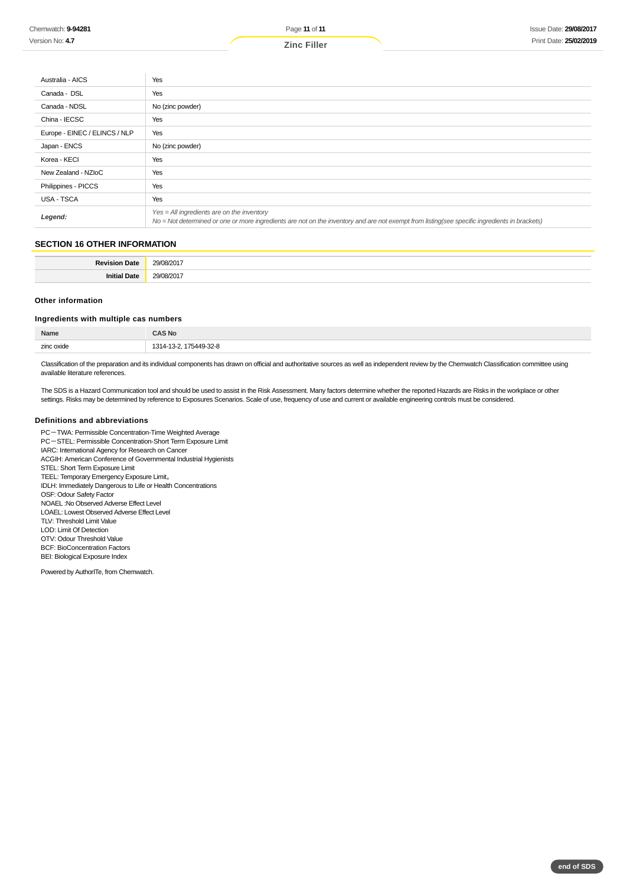| | |
|---|---|
| Australia - AICS | Yes |
| Canada - DSL | Yes |
| Canada - NDSL | No (zinc powder) |
| China - IECSC | Yes |
| Europe - EINEC / ELINCS / NLP | Yes |
| Japan - ENCS | No (zinc powder) |
| Korea - KECI | Yes |
| New Zealand - NZIoC | Yes |
| Philippines - PICCS | Yes |
| USA - TSCA | Yes |
| ***Legend:*** | *Yes = All ingredients are on the inventory*<br>*No = Not determined or one or more ingredients are not on the inventory and are not exempt from listing(see specific ingredients in brackets)* |

## SECTION 16 OTHER INFORMATION

| | |
|---|---|
| **Revision Date** | 29/08/2017 |
| **Initial Date** | 29/08/2017 |

### Other information

### Ingredients with multiple cas numbers

| Name | CAS No |
|---|---|
| zinc oxide | 1314-13-2, 175449-32-8 |

Classification of the preparation and its individual components has drawn on official and authoritative sources as well as independent review by the Chemwatch Classification committee using available literature references.

The SDS is a Hazard Communication tool and should be used to assist in the Risk Assessment. Many factors determine whether the reported Hazards are Risks in the workplace or other settings. Risks may be determined by reference to Exposures Scenarios. Scale of use, frequency of use and current or available engineering controls must be considered.

### Definitions and abbreviations

PC－TWA: Permissible Concentration-Time Weighted Average
PC－STEL: Permissible Concentration-Short Term Exposure Limit
IARC: International Agency for Research on Cancer
ACGIH: American Conference of Governmental Industrial Hygienists
STEL: Short Term Exposure Limit
TEEL: Temporary Emergency Exposure Limit。
IDLH: Immediately Dangerous to Life or Health Concentrations
OSF: Odour Safety Factor
NOAEL :No Observed Adverse Effect Level
LOAEL: Lowest Observed Adverse Effect Level
TLV: Threshold Limit Value
LOD: Limit Of Detection
OTV: Odour Threshold Value
BCF: BioConcentration Factors
BEI: Biological Exposure Index

Powered by AuthorITe, from Chemwatch.

end of SDS